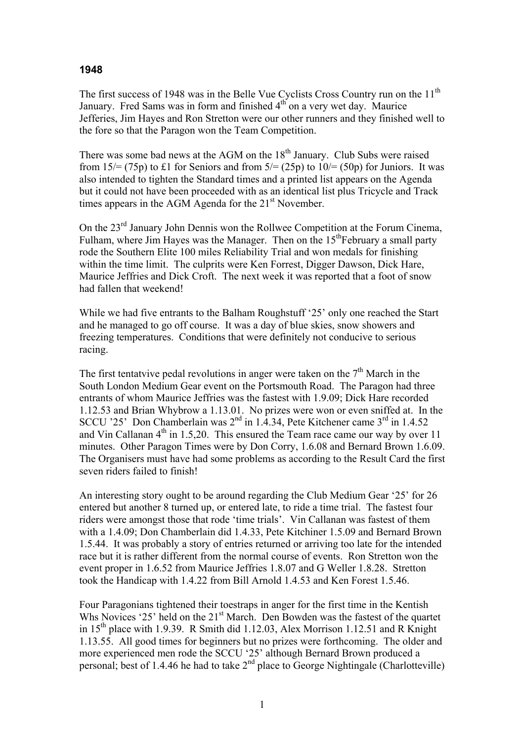**1948**

The first success of 1948 was in the Belle Vue Cyclists Cross Country run on the 11th January. Fred Sams was in form and finished 4th on a very wet day. Maurice Jefferies, Jim Hayes and Ron Stretton were our other runners and they finished well to the fore so that the Paragon won the Team Competition.

There was some bad news at the AGM on the 18th January. Club Subs were raised from 15/= (75p) to £1 for Seniors and from 5/= (25p) to 10/= (50p) for Juniors. It was also intended to tighten the Standard times and a printed list appears on the Agenda but it could not have been proceeded with as an identical list plus Tricycle and Track times appears in the AGM Agenda for the 21st November.

On the 23rd January John Dennis won the Rollwee Competition at the Forum Cinema, Fulham, where Jim Hayes was the Manager. Then on the 15thFebruary a small party rode the Southern Elite 100 miles Reliability Trial and won medals for finishing within the time limit. The culprits were Ken Forrest, Digger Dawson, Dick Hare, Maurice Jeffries and Dick Croft. The next week it was reported that a foot of snow had fallen that weekend!

While we had five entrants to the Balham Roughstuff '25' only one reached the Start and he managed to go off course. It was a day of blue skies, snow showers and freezing temperatures. Conditions that were definitely not conducive to serious racing.

The first tentatvive pedal revolutions in anger were taken on the 7th March in the South London Medium Gear event on the Portsmouth Road. The Paragon had three entrants of whom Maurice Jeffries was the fastest with 1.9.09; Dick Hare recorded 1.12.53 and Brian Whybrow a 1.13.01. No prizes were won or even sniffed at. In the SCCU '25' Don Chamberlain was 2nd in 1.4.34, Pete Kitchener came 3rd in 1.4.52 and Vin Callanan 4th in 1.5,20. This ensured the Team race came our way by over 11 minutes. Other Paragon Times were by Don Corry, 1.6.08 and Bernard Brown 1.6.09. The Organisers must have had some problems as according to the Result Card the first seven riders failed to finish!

An interesting story ought to be around regarding the Club Medium Gear '25' for 26 entered but another 8 turned up, or entered late, to ride a time trial. The fastest four riders were amongst those that rode 'time trials'. Vin Callanan was fastest of them with a 1.4.09; Don Chamberlain did 1.4.33, Pete Kitchiner 1.5.09 and Bernard Brown 1.5.44. It was probably a story of entries returned or arriving too late for the intended race but it is rather different from the normal course of events. Ron Stretton won the event proper in 1.6.52 from Maurice Jeffries 1.8.07 and G Weller 1.8.28. Stretton took the Handicap with 1.4.22 from Bill Arnold 1.4.53 and Ken Forest 1.5.46.

Four Paragonians tightened their toestraps in anger for the first time in the Kentish Whs Novices '25' held on the 21st March. Den Bowden was the fastest of the quartet in 15th place with 1.9.39. R Smith did 1.12.03, Alex Morrison 1.12.51 and R Knight 1.13.55. All good times for beginners but no prizes were forthcoming. The older and more experienced men rode the SCCU '25' although Bernard Brown produced a personal; best of 1.4.46 he had to take 2nd place to George Nightingale (Charlotteville)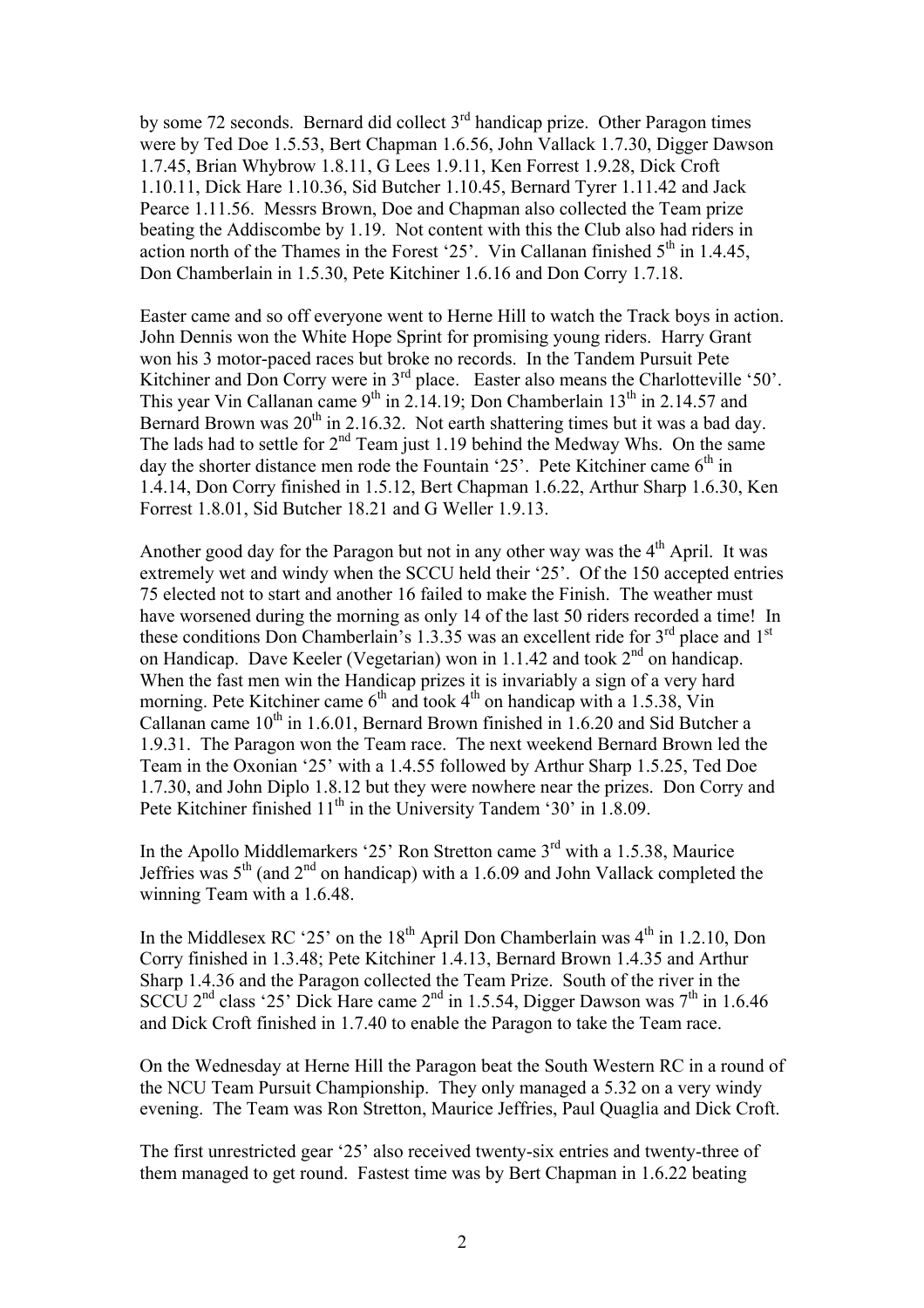by some 72 seconds. Bernard did collect 3rd handicap prize. Other Paragon times were by Ted Doe 1.5.53, Bert Chapman 1.6.56, John Vallack 1.7.30, Digger Dawson 1.7.45, Brian Whybrow 1.8.11, G Lees 1.9.11, Ken Forrest 1.9.28, Dick Croft 1.10.11, Dick Hare 1.10.36, Sid Butcher 1.10.45, Bernard Tyrer 1.11.42 and Jack Pearce 1.11.56. Messrs Brown, Doe and Chapman also collected the Team prize beating the Addiscombe by 1.19. Not content with this the Club also had riders in action north of the Thames in the Forest '25'. Vin Callanan finished 5th in 1.4.45, Don Chamberlain in 1.5.30, Pete Kitchiner 1.6.16 and Don Corry 1.7.18.

Easter came and so off everyone went to Herne Hill to watch the Track boys in action. John Dennis won the White Hope Sprint for promising young riders. Harry Grant won his 3 motor-paced races but broke no records. In the Tandem Pursuit Pete Kitchiner and Don Corry were in 3rd place. Easter also means the Charlotteville '50'. This year Vin Callanan came 9th in 2.14.19; Don Chamberlain 13th in 2.14.57 and Bernard Brown was 20th in 2.16.32. Not earth shattering times but it was a bad day. The lads had to settle for 2nd Team just 1.19 behind the Medway Whs. On the same day the shorter distance men rode the Fountain '25'. Pete Kitchiner came 6th in 1.4.14, Don Corry finished in 1.5.12, Bert Chapman 1.6.22, Arthur Sharp 1.6.30, Ken Forrest 1.8.01, Sid Butcher 18.21 and G Weller 1.9.13.

Another good day for the Paragon but not in any other way was the 4th April. It was extremely wet and windy when the SCCU held their '25'. Of the 150 accepted entries 75 elected not to start and another 16 failed to make the Finish. The weather must have worsened during the morning as only 14 of the last 50 riders recorded a time! In these conditions Don Chamberlain's 1.3.35 was an excellent ride for 3rd place and 1st on Handicap. Dave Keeler (Vegetarian) won in 1.1.42 and took 2nd on handicap. When the fast men win the Handicap prizes it is invariably a sign of a very hard morning. Pete Kitchiner came 6th and took 4th on handicap with a 1.5.38, Vin Callanan came 10th in 1.6.01, Bernard Brown finished in 1.6.20 and Sid Butcher a 1.9.31. The Paragon won the Team race. The next weekend Bernard Brown led the Team in the Oxonian '25' with a 1.4.55 followed by Arthur Sharp 1.5.25, Ted Doe 1.7.30, and John Diplo 1.8.12 but they were nowhere near the prizes. Don Corry and Pete Kitchiner finished 11th in the University Tandem '30' in 1.8.09.

In the Apollo Middlemarkers '25' Ron Stretton came 3rd with a 1.5.38, Maurice Jeffries was 5th (and 2nd on handicap) with a 1.6.09 and John Vallack completed the winning Team with a 1.6.48.

In the Middlesex RC '25' on the 18th April Don Chamberlain was 4th in 1.2.10, Don Corry finished in 1.3.48; Pete Kitchiner 1.4.13, Bernard Brown 1.4.35 and Arthur Sharp 1.4.36 and the Paragon collected the Team Prize. South of the river in the SCCU 2nd class '25' Dick Hare came 2nd in 1.5.54, Digger Dawson was 7th in 1.6.46 and Dick Croft finished in 1.7.40 to enable the Paragon to take the Team race.

On the Wednesday at Herne Hill the Paragon beat the South Western RC in a round of the NCU Team Pursuit Championship. They only managed a 5.32 on a very windy evening. The Team was Ron Stretton, Maurice Jeffries, Paul Quaglia and Dick Croft.

The first unrestricted gear '25' also received twenty-six entries and twenty-three of them managed to get round. Fastest time was by Bert Chapman in 1.6.22 beating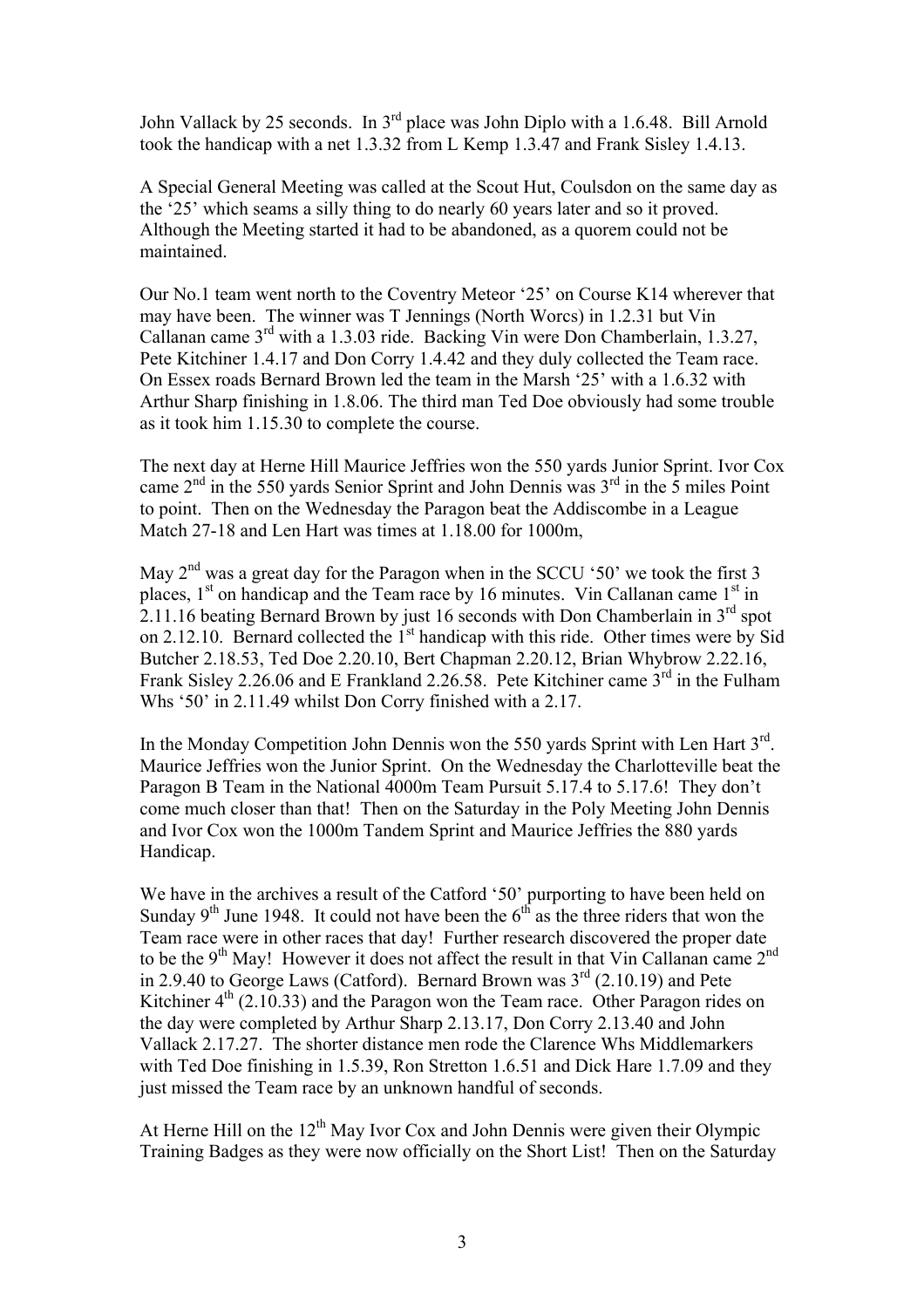John Vallack by 25 seconds. In 3rd place was John Diplo with a 1.6.48. Bill Arnold took the handicap with a net 1.3.32 from L Kemp 1.3.47 and Frank Sisley 1.4.13.

A Special General Meeting was called at the Scout Hut, Coulsdon on the same day as the '25' which seams a silly thing to do nearly 60 years later and so it proved. Although the Meeting started it had to be abandoned, as a quorem could not be maintained.

Our No.1 team went north to the Coventry Meteor '25' on Course K14 wherever that may have been. The winner was T Jennings (North Worcs) in 1.2.31 but Vin Callanan came 3rd with a 1.3.03 ride. Backing Vin were Don Chamberlain, 1.3.27, Pete Kitchiner 1.4.17 and Don Corry 1.4.42 and they duly collected the Team race. On Essex roads Bernard Brown led the team in the Marsh '25' with a 1.6.32 with Arthur Sharp finishing in 1.8.06. The third man Ted Doe obviously had some trouble as it took him 1.15.30 to complete the course.

The next day at Herne Hill Maurice Jeffries won the 550 yards Junior Sprint. Ivor Cox came 2nd in the 550 yards Senior Sprint and John Dennis was 3rd in the 5 miles Point to point. Then on the Wednesday the Paragon beat the Addiscombe in a League Match 27-18 and Len Hart was times at 1.18.00 for 1000m,

May 2nd was a great day for the Paragon when in the SCCU '50' we took the first 3 places, 1st on handicap and the Team race by 16 minutes. Vin Callanan came 1st in 2.11.16 beating Bernard Brown by just 16 seconds with Don Chamberlain in 3rd spot on 2.12.10. Bernard collected the 1st handicap with this ride. Other times were by Sid Butcher 2.18.53, Ted Doe 2.20.10, Bert Chapman 2.20.12, Brian Whybrow 2.22.16, Frank Sisley 2.26.06 and E Frankland 2.26.58. Pete Kitchiner came 3rd in the Fulham Whs '50' in 2.11.49 whilst Don Corry finished with a 2.17.

In the Monday Competition John Dennis won the 550 yards Sprint with Len Hart 3rd. Maurice Jeffries won the Junior Sprint. On the Wednesday the Charlotteville beat the Paragon B Team in the National 4000m Team Pursuit 5.17.4 to 5.17.6! They don't come much closer than that! Then on the Saturday in the Poly Meeting John Dennis and Ivor Cox won the 1000m Tandem Sprint and Maurice Jeffries the 880 yards Handicap.

We have in the archives a result of the Catford '50' purporting to have been held on Sunday 9th June 1948. It could not have been the 6th as the three riders that won the Team race were in other races that day! Further research discovered the proper date to be the 9th May! However it does not affect the result in that Vin Callanan came 2nd in 2.9.40 to George Laws (Catford). Bernard Brown was 3rd (2.10.19) and Pete Kitchiner 4th (2.10.33) and the Paragon won the Team race. Other Paragon rides on the day were completed by Arthur Sharp 2.13.17, Don Corry 2.13.40 and John Vallack 2.17.27. The shorter distance men rode the Clarence Whs Middlemarkers with Ted Doe finishing in 1.5.39, Ron Stretton 1.6.51 and Dick Hare 1.7.09 and they just missed the Team race by an unknown handful of seconds.

At Herne Hill on the 12th May Ivor Cox and John Dennis were given their Olympic Training Badges as they were now officially on the Short List! Then on the Saturday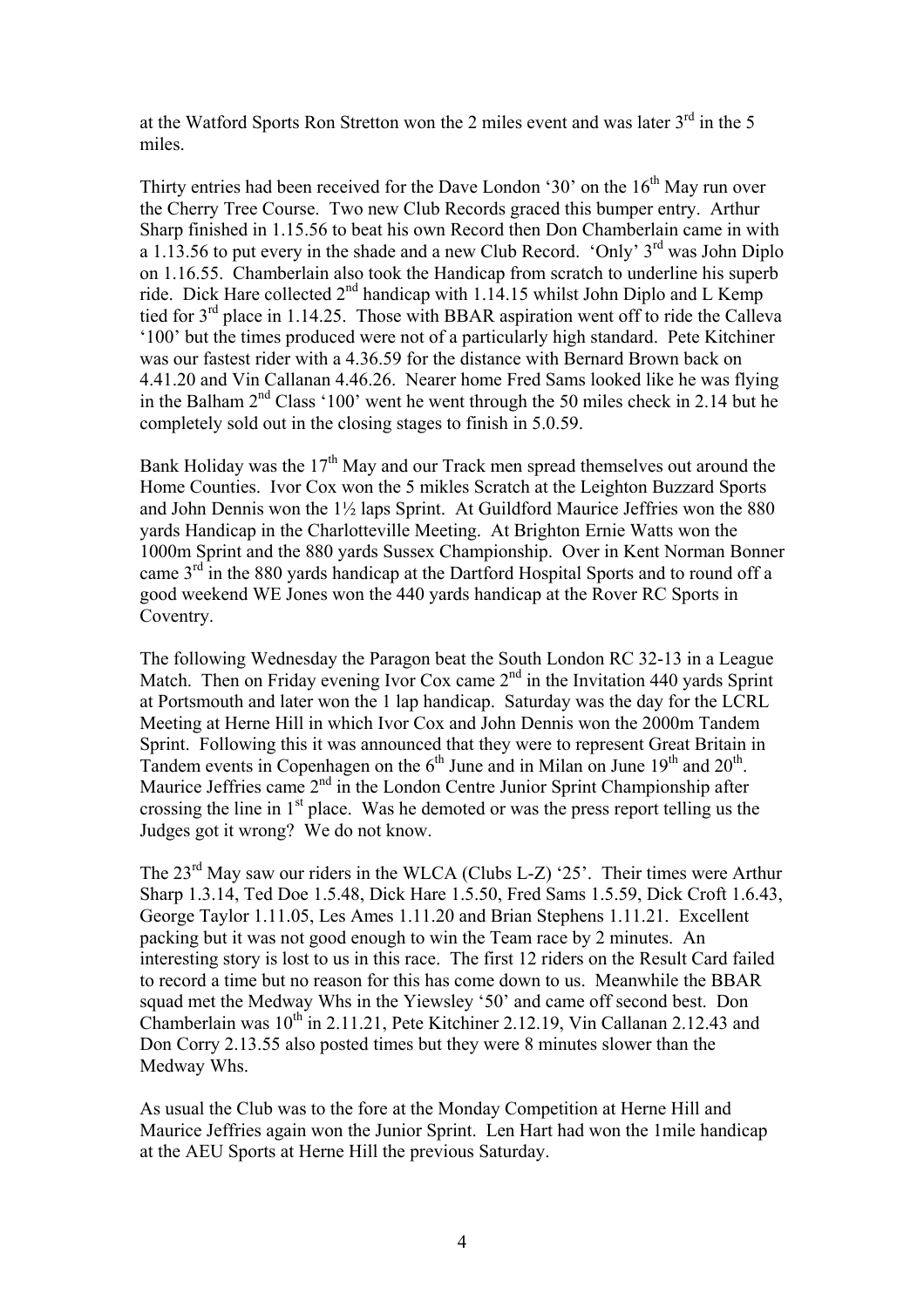at the Watford Sports Ron Stretton won the 2 miles event and was later 3rd in the 5 miles.

Thirty entries had been received for the Dave London '30' on the 16th May run over the Cherry Tree Course. Two new Club Records graced this bumper entry. Arthur Sharp finished in 1.15.56 to beat his own Record then Don Chamberlain came in with a 1.13.56 to put every in the shade and a new Club Record. 'Only' 3rd was John Diplo on 1.16.55. Chamberlain also took the Handicap from scratch to underline his superb ride. Dick Hare collected 2nd handicap with 1.14.15 whilst John Diplo and L Kemp tied for 3rd place in 1.14.25. Those with BBAR aspiration went off to ride the Calleva '100' but the times produced were not of a particularly high standard. Pete Kitchiner was our fastest rider with a 4.36.59 for the distance with Bernard Brown back on 4.41.20 and Vin Callanan 4.46.26. Nearer home Fred Sams looked like he was flying in the Balham 2nd Class '100' went he went through the 50 miles check in 2.14 but he completely sold out in the closing stages to finish in 5.0.59.

Bank Holiday was the 17th May and our Track men spread themselves out around the Home Counties. Ivor Cox won the 5 mikles Scratch at the Leighton Buzzard Sports and John Dennis won the 1½ laps Sprint. At Guildford Maurice Jeffries won the 880 yards Handicap in the Charlotteville Meeting. At Brighton Ernie Watts won the 1000m Sprint and the 880 yards Sussex Championship. Over in Kent Norman Bonner came 3rd in the 880 yards handicap at the Dartford Hospital Sports and to round off a good weekend WE Jones won the 440 yards handicap at the Rover RC Sports in Coventry.

The following Wednesday the Paragon beat the South London RC 32-13 in a League Match. Then on Friday evening Ivor Cox came 2nd in the Invitation 440 yards Sprint at Portsmouth and later won the 1 lap handicap. Saturday was the day for the LCRL Meeting at Herne Hill in which Ivor Cox and John Dennis won the 2000m Tandem Sprint. Following this it was announced that they were to represent Great Britain in Tandem events in Copenhagen on the 6th June and in Milan on June 19th and 20th. Maurice Jeffries came 2nd in the London Centre Junior Sprint Championship after crossing the line in 1st place. Was he demoted or was the press report telling us the Judges got it wrong? We do not know.

The 23rd May saw our riders in the WLCA (Clubs L-Z) '25'. Their times were Arthur Sharp 1.3.14, Ted Doe 1.5.48, Dick Hare 1.5.50, Fred Sams 1.5.59, Dick Croft 1.6.43, George Taylor 1.11.05, Les Ames 1.11.20 and Brian Stephens 1.11.21. Excellent packing but it was not good enough to win the Team race by 2 minutes. An interesting story is lost to us in this race. The first 12 riders on the Result Card failed to record a time but no reason for this has come down to us. Meanwhile the BBAR squad met the Medway Whs in the Yiewsley '50' and came off second best. Don Chamberlain was 10th in 2.11.21, Pete Kitchiner 2.12.19, Vin Callanan 2.12.43 and Don Corry 2.13.55 also posted times but they were 8 minutes slower than the Medway Whs.

As usual the Club was to the fore at the Monday Competition at Herne Hill and Maurice Jeffries again won the Junior Sprint. Len Hart had won the 1mile handicap at the AEU Sports at Herne Hill the previous Saturday.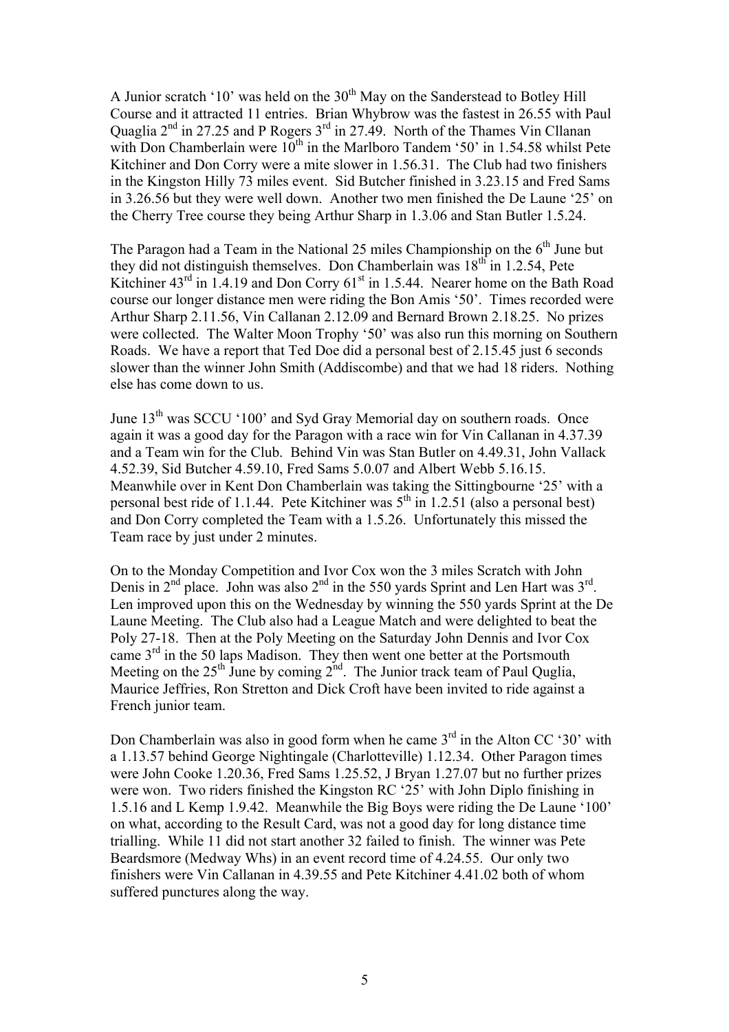A Junior scratch '10' was held on the 30th May on the Sanderstead to Botley Hill Course and it attracted 11 entries. Brian Whybrow was the fastest in 26.55 with Paul Quaglia 2nd in 27.25 and P Rogers 3rd in 27.49. North of the Thames Vin Cllanan with Don Chamberlain were 10th in the Marlboro Tandem '50' in 1.54.58 whilst Pete Kitchiner and Don Corry were a mite slower in 1.56.31. The Club had two finishers in the Kingston Hilly 73 miles event. Sid Butcher finished in 3.23.15 and Fred Sams in 3.26.56 but they were well down. Another two men finished the De Laune '25' on the Cherry Tree course they being Arthur Sharp in 1.3.06 and Stan Butler 1.5.24.

The Paragon had a Team in the National 25 miles Championship on the 6th June but they did not distinguish themselves. Don Chamberlain was 18th in 1.2.54, Pete Kitchiner 43rd in 1.4.19 and Don Corry 61st in 1.5.44. Nearer home on the Bath Road course our longer distance men were riding the Bon Amis '50'. Times recorded were Arthur Sharp 2.11.56, Vin Callanan 2.12.09 and Bernard Brown 2.18.25. No prizes were collected. The Walter Moon Trophy '50' was also run this morning on Southern Roads. We have a report that Ted Doe did a personal best of 2.15.45 just 6 seconds slower than the winner John Smith (Addiscombe) and that we had 18 riders. Nothing else has come down to us.

June 13th was SCCU '100' and Syd Gray Memorial day on southern roads. Once again it was a good day for the Paragon with a race win for Vin Callanan in 4.37.39 and a Team win for the Club. Behind Vin was Stan Butler on 4.49.31, John Vallack 4.52.39, Sid Butcher 4.59.10, Fred Sams 5.0.07 and Albert Webb 5.16.15. Meanwhile over in Kent Don Chamberlain was taking the Sittingbourne '25' with a personal best ride of 1.1.44. Pete Kitchiner was 5th in 1.2.51 (also a personal best) and Don Corry completed the Team with a 1.5.26. Unfortunately this missed the Team race by just under 2 minutes.

On to the Monday Competition and Ivor Cox won the 3 miles Scratch with John Denis in 2nd place. John was also 2nd in the 550 yards Sprint and Len Hart was 3rd. Len improved upon this on the Wednesday by winning the 550 yards Sprint at the De Laune Meeting. The Club also had a League Match and were delighted to beat the Poly 27-18. Then at the Poly Meeting on the Saturday John Dennis and Ivor Cox came 3rd in the 50 laps Madison. They then went one better at the Portsmouth Meeting on the 25th June by coming 2nd. The Junior track team of Paul Quglia, Maurice Jeffries, Ron Stretton and Dick Croft have been invited to ride against a French junior team.

Don Chamberlain was also in good form when he came 3rd in the Alton CC '30' with a 1.13.57 behind George Nightingale (Charlotteville) 1.12.34. Other Paragon times were John Cooke 1.20.36, Fred Sams 1.25.52, J Bryan 1.27.07 but no further prizes were won. Two riders finished the Kingston RC '25' with John Diplo finishing in 1.5.16 and L Kemp 1.9.42. Meanwhile the Big Boys were riding the De Laune '100' on what, according to the Result Card, was not a good day for long distance time trialling. While 11 did not start another 32 failed to finish. The winner was Pete Beardsmore (Medway Whs) in an event record time of 4.24.55. Our only two finishers were Vin Callanan in 4.39.55 and Pete Kitchiner 4.41.02 both of whom suffered punctures along the way.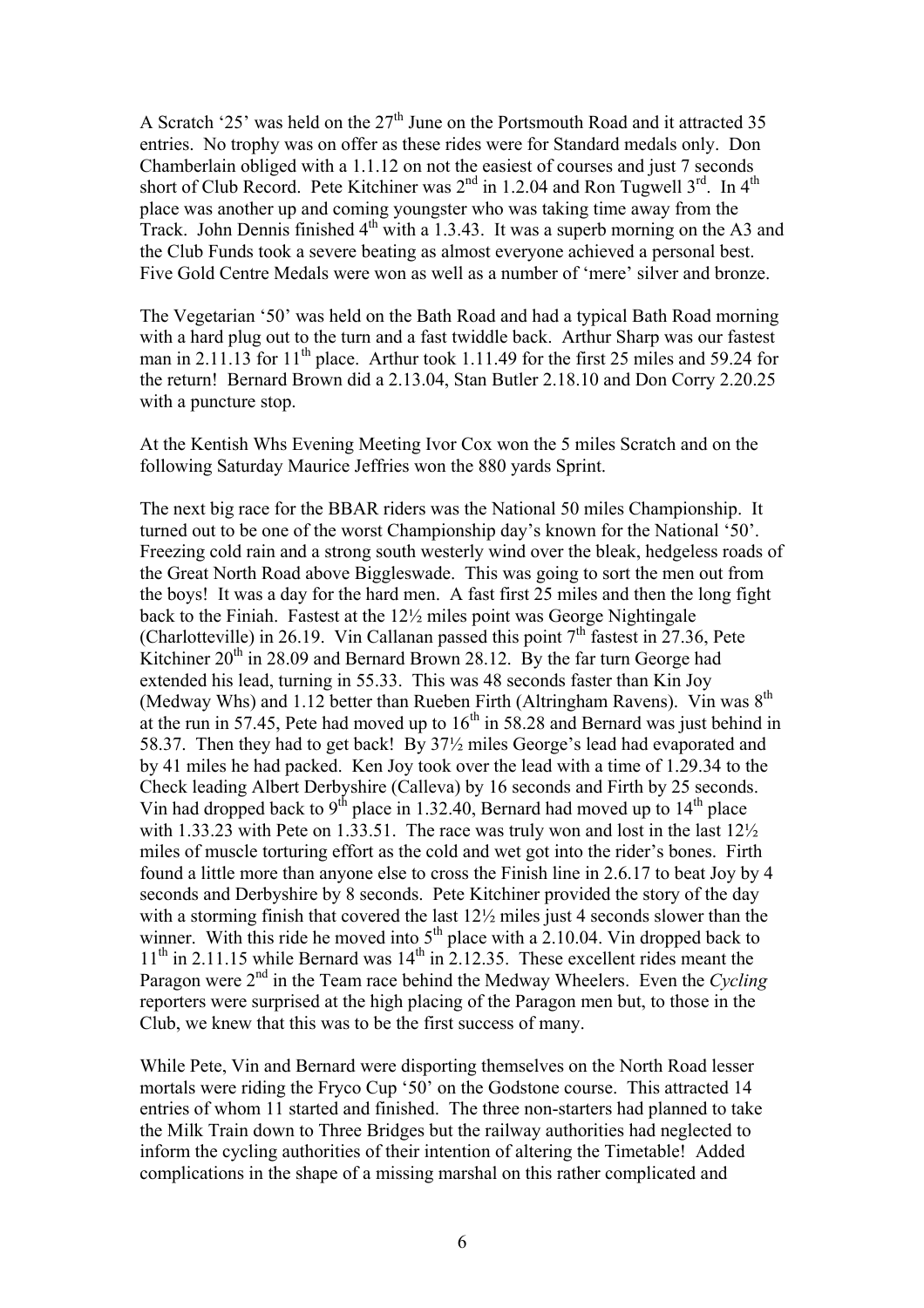A Scratch '25' was held on the 27th June on the Portsmouth Road and it attracted 35 entries. No trophy was on offer as these rides were for Standard medals only. Don Chamberlain obliged with a 1.1.12 on not the easiest of courses and just 7 seconds short of Club Record. Pete Kitchiner was 2nd in 1.2.04 and Ron Tugwell 3rd. In 4th place was another up and coming youngster who was taking time away from the Track. John Dennis finished 4th with a 1.3.43. It was a superb morning on the A3 and the Club Funds took a severe beating as almost everyone achieved a personal best. Five Gold Centre Medals were won as well as a number of 'mere' silver and bronze.

The Vegetarian '50' was held on the Bath Road and had a typical Bath Road morning with a hard plug out to the turn and a fast twiddle back. Arthur Sharp was our fastest man in 2.11.13 for 11th place. Arthur took 1.11.49 for the first 25 miles and 59.24 for the return! Bernard Brown did a 2.13.04, Stan Butler 2.18.10 and Don Corry 2.20.25 with a puncture stop.

At the Kentish Whs Evening Meeting Ivor Cox won the 5 miles Scratch and on the following Saturday Maurice Jeffries won the 880 yards Sprint.

The next big race for the BBAR riders was the National 50 miles Championship. It turned out to be one of the worst Championship day's known for the National '50'. Freezing cold rain and a strong south westerly wind over the bleak, hedgeless roads of the Great North Road above Biggleswade. This was going to sort the men out from the boys! It was a day for the hard men. A fast first 25 miles and then the long fight back to the Finiah. Fastest at the 12½ miles point was George Nightingale (Charlotteville) in 26.19. Vin Callanan passed this point 7th fastest in 27.36, Pete Kitchiner 20th in 28.09 and Bernard Brown 28.12. By the far turn George had extended his lead, turning in 55.33. This was 48 seconds faster than Kin Joy (Medway Whs) and 1.12 better than Rueben Firth (Altringham Ravens). Vin was 8th at the run in 57.45, Pete had moved up to 16th in 58.28 and Bernard was just behind in 58.37. Then they had to get back! By 37½ miles George's lead had evaporated and by 41 miles he had packed. Ken Joy took over the lead with a time of 1.29.34 to the Check leading Albert Derbyshire (Calleva) by 16 seconds and Firth by 25 seconds. Vin had dropped back to 9th place in 1.32.40, Bernard had moved up to 14th place with 1.33.23 with Pete on 1.33.51. The race was truly won and lost in the last 12½ miles of muscle torturing effort as the cold and wet got into the rider's bones. Firth found a little more than anyone else to cross the Finish line in 2.6.17 to beat Joy by 4 seconds and Derbyshire by 8 seconds. Pete Kitchiner provided the story of the day with a storming finish that covered the last 12½ miles just 4 seconds slower than the winner. With this ride he moved into 5th place with a 2.10.04. Vin dropped back to 11th in 2.11.15 while Bernard was 14th in 2.12.35. These excellent rides meant the Paragon were 2nd in the Team race behind the Medway Wheelers. Even the *Cycling* reporters were surprised at the high placing of the Paragon men but, to those in the Club, we knew that this was to be the first success of many.

While Pete, Vin and Bernard were disporting themselves on the North Road lesser mortals were riding the Fryco Cup '50' on the Godstone course. This attracted 14 entries of whom 11 started and finished. The three non-starters had planned to take the Milk Train down to Three Bridges but the railway authorities had neglected to inform the cycling authorities of their intention of altering the Timetable! Added complications in the shape of a missing marshal on this rather complicated and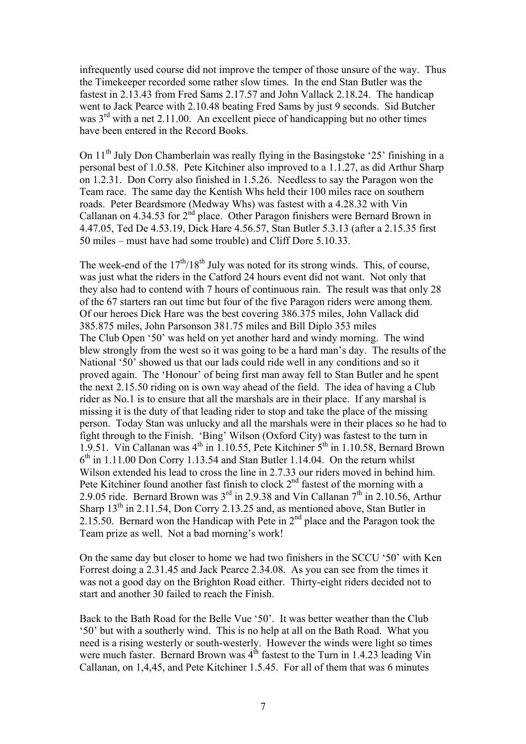infrequently used course did not improve the temper of those unsure of the way. Thus the Timekeeper recorded some rather slow times. In the end Stan Butler was the fastest in 2.13.43 from Fred Sams 2.17.57 and John Vallack 2.18.24. The handicap went to Jack Pearce with 2.10.48 beating Fred Sams by just 9 seconds. Sid Butcher was 3rd with a net 2.11.00. An excellent piece of handicapping but no other times have been entered in the Record Books.

On 11th July Don Chamberlain was really flying in the Basingstoke '25' finishing in a personal best of 1.0.58. Pete Kitchiner also improved to a 1.1.27, as did Arthur Sharp on 1.2.31. Don Corry also finished in 1.5.26. Needless to say the Paragon won the Team race. The same day the Kentish Whs held their 100 miles race on southern roads. Peter Beardsmore (Medway Whs) was fastest with a 4.28.32 with Vin Callanan on 4.34.53 for 2nd place. Other Paragon finishers were Bernard Brown in 4.47.05, Ted De 4.53.19, Dick Hare 4.56.57, Stan Butler 5.3.13 (after a 2.15.35 first 50 miles – must have had some trouble) and Cliff Dore 5.10.33.

The week-end of the 17th/18th July was noted for its strong winds. This, of course, was just what the riders in the Catford 24 hours event did not want. Not only that they also had to contend with 7 hours of continuous rain. The result was that only 28 of the 67 starters ran out time but four of the five Paragon riders were among them. Of our heroes Dick Hare was the best covering 386.375 miles, John Vallack did 385.875 miles, John Parsonson 381.75 miles and Bill Diplo 353 miles
The Club Open '50' was held on yet another hard and windy morning. The wind blew strongly from the west so it was going to be a hard man's day. The results of the National '50' showed us that our lads could ride well in any conditions and so it proved again. The 'Honour' of being first man away fell to Stan Butler and he spent the next 2.15.50 riding on is own way ahead of the field. The idea of having a Club rider as No.1 is to ensure that all the marshals are in their place. If any marshal is missing it is the duty of that leading rider to stop and take the place of the missing person. Today Stan was unlucky and all the marshals were in their places so he had to fight through to the Finish. 'Bing' Wilson (Oxford City) was fastest to the turn in 1.9.51. Vin Callanan was 4th in 1.10.55, Pete Kitchiner 5th in 1.10.58, Bernard Brown 6th in 1.11.00 Don Corry 1.13.54 and Stan Butler 1.14.04. On the return whilst Wilson extended his lead to cross the line in 2.7.33 our riders moved in behind him. Pete Kitchiner found another fast finish to clock 2nd fastest of the morning with a 2.9.05 ride. Bernard Brown was 3rd in 2.9.38 and Vin Callanan 7th in 2.10.56, Arthur Sharp 13th in 2.11.54, Don Corry 2.13.25 and, as mentioned above, Stan Butler in 2.15.50. Bernard won the Handicap with Pete in 2nd place and the Paragon took the Team prize as well. Not a bad morning's work!

On the same day but closer to home we had two finishers in the SCCU '50' with Ken Forrest doing a 2.31.45 and Jack Pearce 2.34.08. As you can see from the times it was not a good day on the Brighton Road either. Thirty-eight riders decided not to start and another 30 failed to reach the Finish.

Back to the Bath Road for the Belle Vue '50'. It was better weather than the Club '50' but with a southerly wind. This is no help at all on the Bath Road. What you need is a rising westerly or south-westerly. However the winds were light so times were much faster. Bernard Brown was 4th fastest to the Turn in 1.4.23 leading Vin Callanan, on 1,4,45, and Pete Kitchiner 1.5.45. For all of them that was 6 minutes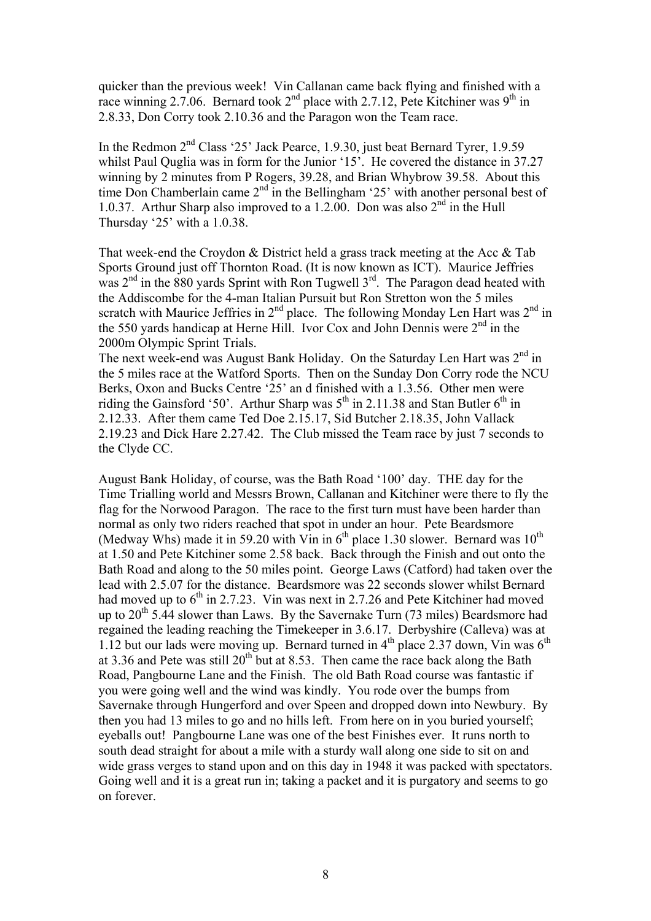quicker than the previous week! Vin Callanan came back flying and finished with a race winning 2.7.06. Bernard took 2nd place with 2.7.12, Pete Kitchiner was 9th in 2.8.33, Don Corry took 2.10.36 and the Paragon won the Team race.

In the Redmon 2nd Class '25' Jack Pearce, 1.9.30, just beat Bernard Tyrer, 1.9.59 whilst Paul Quglia was in form for the Junior '15'. He covered the distance in 37.27 winning by 2 minutes from P Rogers, 39.28, and Brian Whybrow 39.58. About this time Don Chamberlain came 2nd in the Bellingham '25' with another personal best of 1.0.37. Arthur Sharp also improved to a 1.2.00. Don was also 2nd in the Hull Thursday '25' with a 1.0.38.

That week-end the Croydon & District held a grass track meeting at the Acc & Tab Sports Ground just off Thornton Road. (It is now known as ICT). Maurice Jeffries was 2nd in the 880 yards Sprint with Ron Tugwell 3rd. The Paragon dead heated with the Addiscombe for the 4-man Italian Pursuit but Ron Stretton won the 5 miles scratch with Maurice Jeffries in 2nd place. The following Monday Len Hart was 2nd in the 550 yards handicap at Herne Hill. Ivor Cox and John Dennis were 2nd in the 2000m Olympic Sprint Trials.

The next week-end was August Bank Holiday. On the Saturday Len Hart was 2nd in the 5 miles race at the Watford Sports. Then on the Sunday Don Corry rode the NCU Berks, Oxon and Bucks Centre '25' an d finished with a 1.3.56. Other men were riding the Gainsford '50'. Arthur Sharp was 5th in 2.11.38 and Stan Butler 6th in 2.12.33. After them came Ted Doe 2.15.17, Sid Butcher 2.18.35, John Vallack 2.19.23 and Dick Hare 2.27.42. The Club missed the Team race by just 7 seconds to the Clyde CC.

August Bank Holiday, of course, was the Bath Road '100' day. THE day for the Time Trialling world and Messrs Brown, Callanan and Kitchiner were there to fly the flag for the Norwood Paragon. The race to the first turn must have been harder than normal as only two riders reached that spot in under an hour. Pete Beardsmore (Medway Whs) made it in 59.20 with Vin in 6th place 1.30 slower. Bernard was 10th at 1.50 and Pete Kitchiner some 2.58 back. Back through the Finish and out onto the Bath Road and along to the 50 miles point. George Laws (Catford) had taken over the lead with 2.5.07 for the distance. Beardsmore was 22 seconds slower whilst Bernard had moved up to 6th in 2.7.23. Vin was next in 2.7.26 and Pete Kitchiner had moved up to 20th 5.44 slower than Laws. By the Savernake Turn (73 miles) Beardsmore had regained the leading reaching the Timekeeper in 3.6.17. Derbyshire (Calleva) was at 1.12 but our lads were moving up. Bernard turned in 4th place 2.37 down, Vin was 6th at 3.36 and Pete was still 20th but at 8.53. Then came the race back along the Bath Road, Pangbourne Lane and the Finish. The old Bath Road course was fantastic if you were going well and the wind was kindly. You rode over the bumps from Savernake through Hungerford and over Speen and dropped down into Newbury. By then you had 13 miles to go and no hills left. From here on in you buried yourself; eyeballs out! Pangbourne Lane was one of the best Finishes ever. It runs north to south dead straight for about a mile with a sturdy wall along one side to sit on and wide grass verges to stand upon and on this day in 1948 it was packed with spectators. Going well and it is a great run in; taking a packet and it is purgatory and seems to go on forever.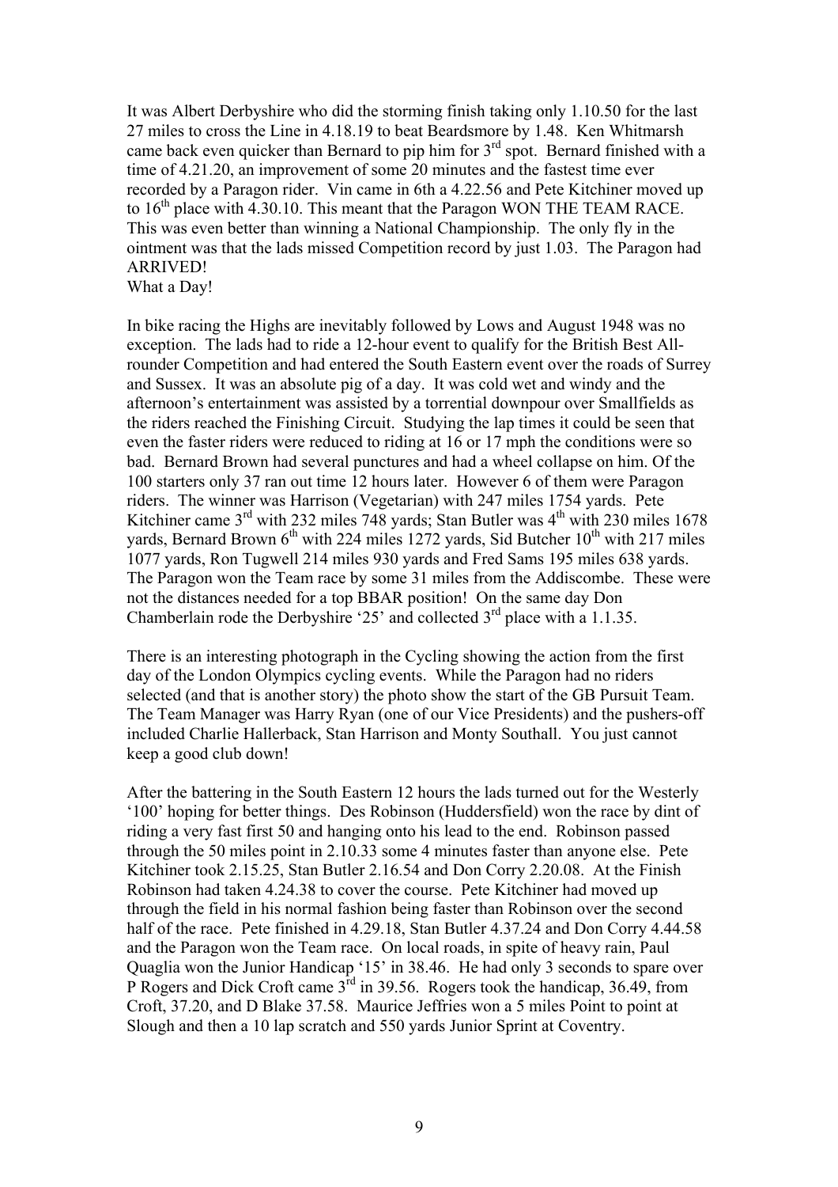It was Albert Derbyshire who did the storming finish taking only 1.10.50 for the last 27 miles to cross the Line in 4.18.19 to beat Beardsmore by 1.48. Ken Whitmarsh came back even quicker than Bernard to pip him for 3rd spot. Bernard finished with a time of 4.21.20, an improvement of some 20 minutes and the fastest time ever recorded by a Paragon rider. Vin came in 6th a 4.22.56 and Pete Kitchiner moved up to 16th place with 4.30.10. This meant that the Paragon WON THE TEAM RACE. This was even better than winning a National Championship. The only fly in the ointment was that the lads missed Competition record by just 1.03. The Paragon had ARRIVED!
What a Day!

In bike racing the Highs are inevitably followed by Lows and August 1948 was no exception. The lads had to ride a 12-hour event to qualify for the British Best All-rounder Competition and had entered the South Eastern event over the roads of Surrey and Sussex. It was an absolute pig of a day. It was cold wet and windy and the afternoon's entertainment was assisted by a torrential downpour over Smallfields as the riders reached the Finishing Circuit. Studying the lap times it could be seen that even the faster riders were reduced to riding at 16 or 17 mph the conditions were so bad. Bernard Brown had several punctures and had a wheel collapse on him. Of the 100 starters only 37 ran out time 12 hours later. However 6 of them were Paragon riders. The winner was Harrison (Vegetarian) with 247 miles 1754 yards. Pete Kitchiner came 3rd with 232 miles 748 yards; Stan Butler was 4th with 230 miles 1678 yards, Bernard Brown 6th with 224 miles 1272 yards, Sid Butcher 10th with 217 miles 1077 yards, Ron Tugwell 214 miles 930 yards and Fred Sams 195 miles 638 yards. The Paragon won the Team race by some 31 miles from the Addiscombe. These were not the distances needed for a top BBAR position! On the same day Don Chamberlain rode the Derbyshire '25' and collected 3rd place with a 1.1.35.

There is an interesting photograph in the Cycling showing the action from the first day of the London Olympics cycling events. While the Paragon had no riders selected (and that is another story) the photo show the start of the GB Pursuit Team. The Team Manager was Harry Ryan (one of our Vice Presidents) and the pushers-off included Charlie Hallerback, Stan Harrison and Monty Southall. You just cannot keep a good club down!

After the battering in the South Eastern 12 hours the lads turned out for the Westerly '100' hoping for better things. Des Robinson (Huddersfield) won the race by dint of riding a very fast first 50 and hanging onto his lead to the end. Robinson passed through the 50 miles point in 2.10.33 some 4 minutes faster than anyone else. Pete Kitchiner took 2.15.25, Stan Butler 2.16.54 and Don Corry 2.20.08. At the Finish Robinson had taken 4.24.38 to cover the course. Pete Kitchiner had moved up through the field in his normal fashion being faster than Robinson over the second half of the race. Pete finished in 4.29.18, Stan Butler 4.37.24 and Don Corry 4.44.58 and the Paragon won the Team race. On local roads, in spite of heavy rain, Paul Quaglia won the Junior Handicap '15' in 38.46. He had only 3 seconds to spare over P Rogers and Dick Croft came 3rd in 39.56. Rogers took the handicap, 36.49, from Croft, 37.20, and D Blake 37.58. Maurice Jeffries won a 5 miles Point to point at Slough and then a 10 lap scratch and 550 yards Junior Sprint at Coventry.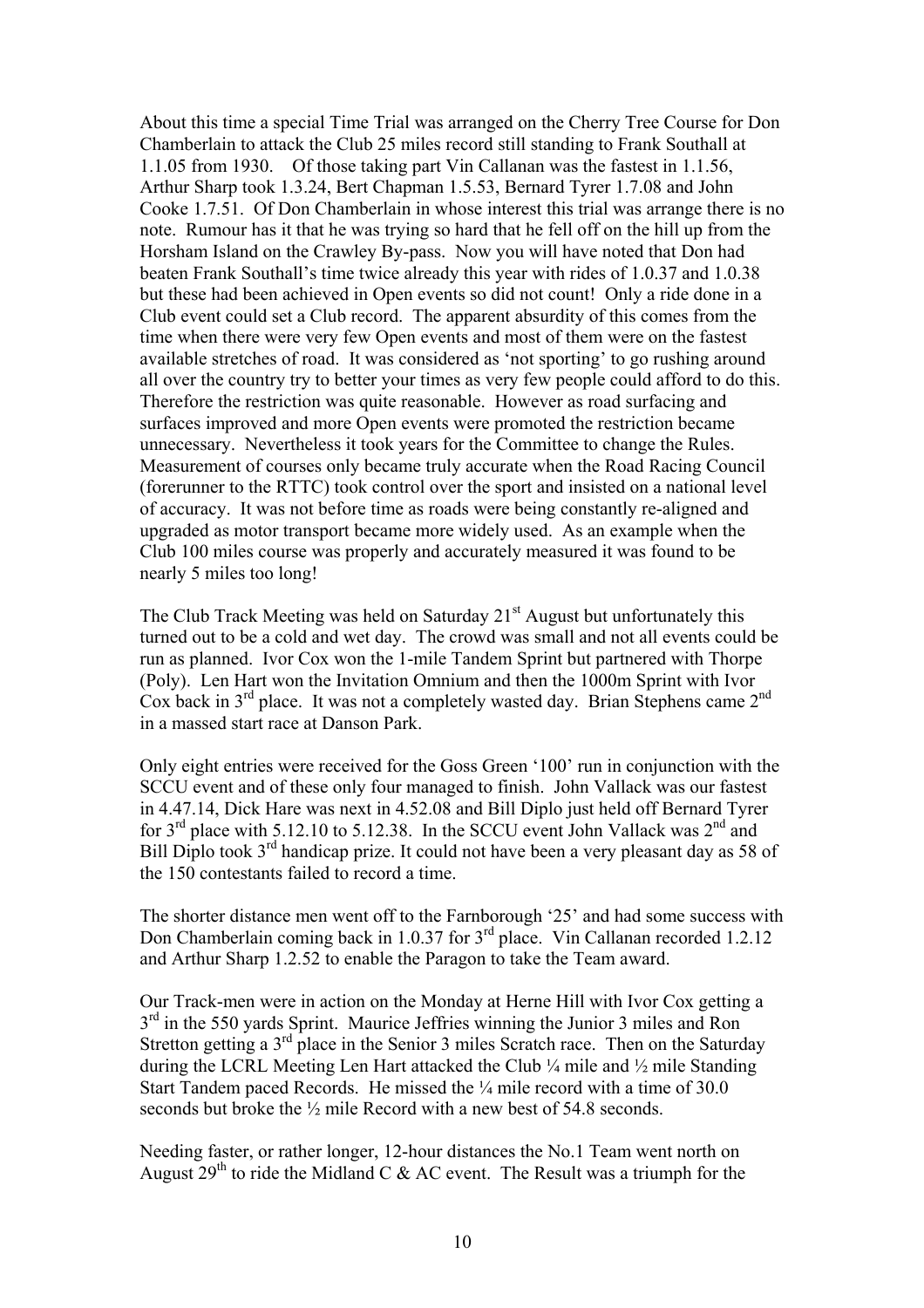About this time a special Time Trial was arranged on the Cherry Tree Course for Don Chamberlain to attack the Club 25 miles record still standing to Frank Southall at 1.1.05 from 1930. Of those taking part Vin Callanan was the fastest in 1.1.56, Arthur Sharp took 1.3.24, Bert Chapman 1.5.53, Bernard Tyrer 1.7.08 and John Cooke 1.7.51. Of Don Chamberlain in whose interest this trial was arrange there is no note. Rumour has it that he was trying so hard that he fell off on the hill up from the Horsham Island on the Crawley By-pass. Now you will have noted that Don had beaten Frank Southall's time twice already this year with rides of 1.0.37 and 1.0.38 but these had been achieved in Open events so did not count! Only a ride done in a Club event could set a Club record. The apparent absurdity of this comes from the time when there were very few Open events and most of them were on the fastest available stretches of road. It was considered as 'not sporting' to go rushing around all over the country try to better your times as very few people could afford to do this. Therefore the restriction was quite reasonable. However as road surfacing and surfaces improved and more Open events were promoted the restriction became unnecessary. Nevertheless it took years for the Committee to change the Rules. Measurement of courses only became truly accurate when the Road Racing Council (forerunner to the RTTC) took control over the sport and insisted on a national level of accuracy. It was not before time as roads were being constantly re-aligned and upgraded as motor transport became more widely used. As an example when the Club 100 miles course was properly and accurately measured it was found to be nearly 5 miles too long!

The Club Track Meeting was held on Saturday 21st August but unfortunately this turned out to be a cold and wet day. The crowd was small and not all events could be run as planned. Ivor Cox won the 1-mile Tandem Sprint but partnered with Thorpe (Poly). Len Hart won the Invitation Omnium and then the 1000m Sprint with Ivor Cox back in 3rd place. It was not a completely wasted day. Brian Stephens came 2nd in a massed start race at Danson Park.

Only eight entries were received for the Goss Green '100' run in conjunction with the SCCU event and of these only four managed to finish. John Vallack was our fastest in 4.47.14, Dick Hare was next in 4.52.08 and Bill Diplo just held off Bernard Tyrer for 3rd place with 5.12.10 to 5.12.38. In the SCCU event John Vallack was 2nd and Bill Diplo took 3rd handicap prize. It could not have been a very pleasant day as 58 of the 150 contestants failed to record a time.

The shorter distance men went off to the Farnborough '25' and had some success with Don Chamberlain coming back in 1.0.37 for 3rd place. Vin Callanan recorded 1.2.12 and Arthur Sharp 1.2.52 to enable the Paragon to take the Team award.

Our Track-men were in action on the Monday at Herne Hill with Ivor Cox getting a 3rd in the 550 yards Sprint. Maurice Jeffries winning the Junior 3 miles and Ron Stretton getting a 3rd place in the Senior 3 miles Scratch race. Then on the Saturday during the LCRL Meeting Len Hart attacked the Club ¼ mile and ½ mile Standing Start Tandem paced Records. He missed the ¼ mile record with a time of 30.0 seconds but broke the ½ mile Record with a new best of 54.8 seconds.

Needing faster, or rather longer, 12-hour distances the No.1 Team went north on August 29th to ride the Midland C & AC event. The Result was a triumph for the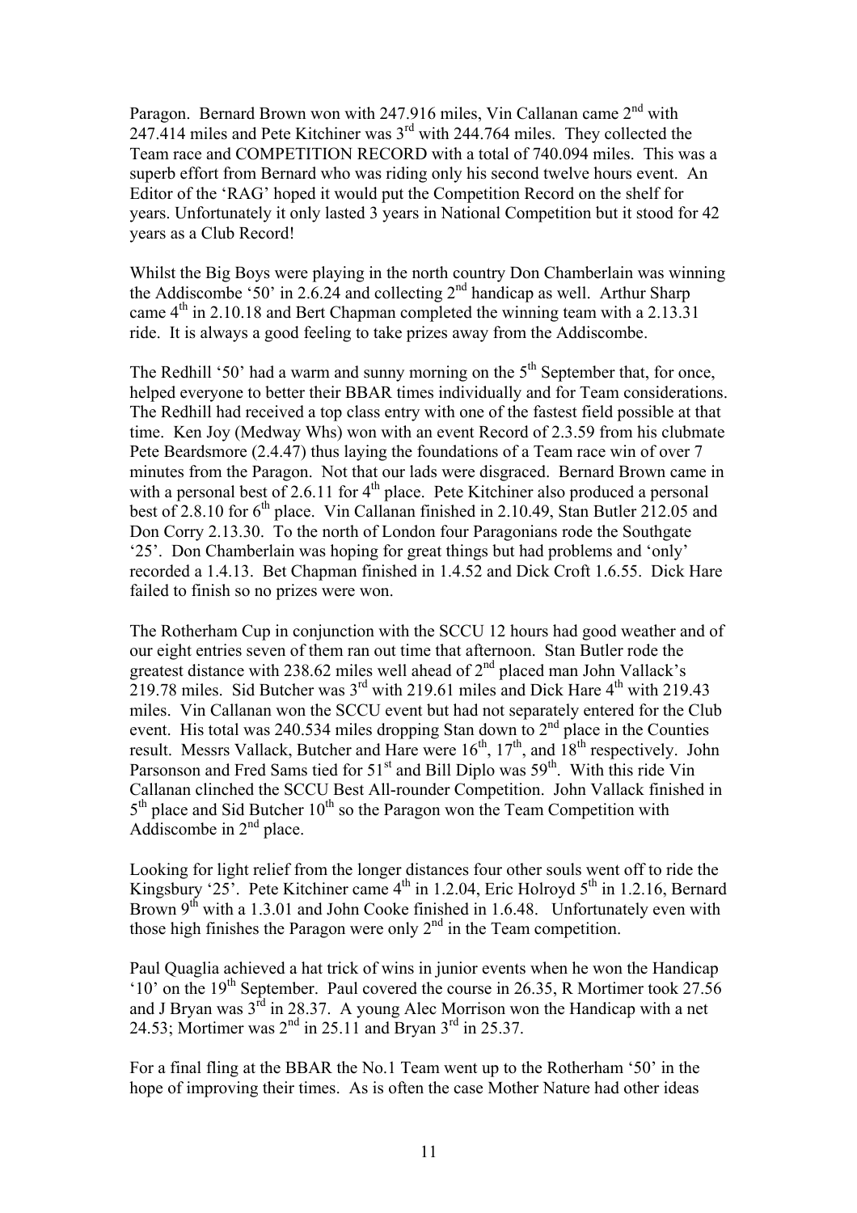Paragon. Bernard Brown won with 247.916 miles, Vin Callanan came 2nd with 247.414 miles and Pete Kitchiner was 3rd with 244.764 miles. They collected the Team race and COMPETITION RECORD with a total of 740.094 miles. This was a superb effort from Bernard who was riding only his second twelve hours event. An Editor of the 'RAG' hoped it would put the Competition Record on the shelf for years. Unfortunately it only lasted 3 years in National Competition but it stood for 42 years as a Club Record!

Whilst the Big Boys were playing in the north country Don Chamberlain was winning the Addiscombe '50' in 2.6.24 and collecting 2nd handicap as well. Arthur Sharp came 4th in 2.10.18 and Bert Chapman completed the winning team with a 2.13.31 ride. It is always a good feeling to take prizes away from the Addiscombe.

The Redhill '50' had a warm and sunny morning on the 5th September that, for once, helped everyone to better their BBAR times individually and for Team considerations. The Redhill had received a top class entry with one of the fastest field possible at that time. Ken Joy (Medway Whs) won with an event Record of 2.3.59 from his clubmate Pete Beardsmore (2.4.47) thus laying the foundations of a Team race win of over 7 minutes from the Paragon. Not that our lads were disgraced. Bernard Brown came in with a personal best of 2.6.11 for 4th place. Pete Kitchiner also produced a personal best of 2.8.10 for 6th place. Vin Callanan finished in 2.10.49, Stan Butler 212.05 and Don Corry 2.13.30. To the north of London four Paragonians rode the Southgate '25'. Don Chamberlain was hoping for great things but had problems and 'only' recorded a 1.4.13. Bet Chapman finished in 1.4.52 and Dick Croft 1.6.55. Dick Hare failed to finish so no prizes were won.

The Rotherham Cup in conjunction with the SCCU 12 hours had good weather and of our eight entries seven of them ran out time that afternoon. Stan Butler rode the greatest distance with 238.62 miles well ahead of 2nd placed man John Vallack's 219.78 miles. Sid Butcher was 3rd with 219.61 miles and Dick Hare 4th with 219.43 miles. Vin Callanan won the SCCU event but had not separately entered for the Club event. His total was 240.534 miles dropping Stan down to 2nd place in the Counties result. Messrs Vallack, Butcher and Hare were 16th, 17th, and 18th respectively. John Parsonson and Fred Sams tied for 51st and Bill Diplo was 59th. With this ride Vin Callanan clinched the SCCU Best All-rounder Competition. John Vallack finished in 5th place and Sid Butcher 10th so the Paragon won the Team Competition with Addiscombe in 2nd place.

Looking for light relief from the longer distances four other souls went off to ride the Kingsbury '25'. Pete Kitchiner came 4th in 1.2.04, Eric Holroyd 5th in 1.2.16, Bernard Brown 9th with a 1.3.01 and John Cooke finished in 1.6.48. Unfortunately even with those high finishes the Paragon were only 2nd in the Team competition.

Paul Quaglia achieved a hat trick of wins in junior events when he won the Handicap '10' on the 19th September. Paul covered the course in 26.35, R Mortimer took 27.56 and J Bryan was 3rd in 28.37. A young Alec Morrison won the Handicap with a net 24.53; Mortimer was 2nd in 25.11 and Bryan 3rd in 25.37.

For a final fling at the BBAR the No.1 Team went up to the Rotherham '50' in the hope of improving their times. As is often the case Mother Nature had other ideas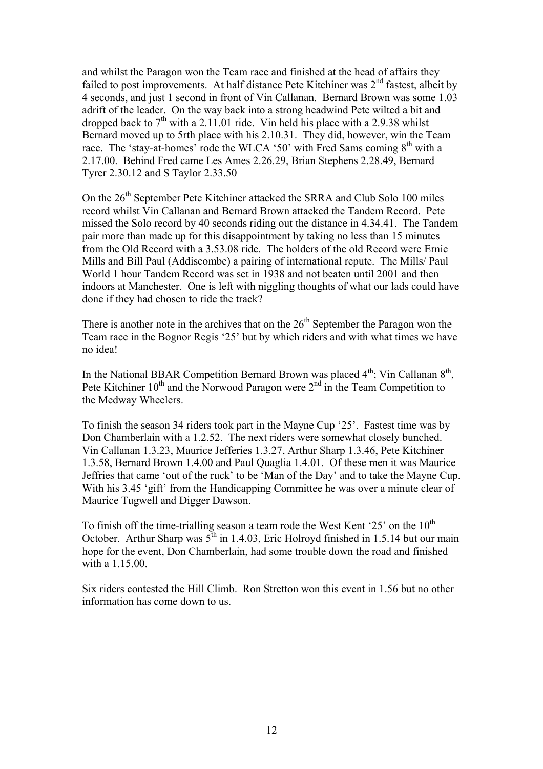and whilst the Paragon won the Team race and finished at the head of affairs they failed to post improvements. At half distance Pete Kitchiner was 2nd fastest, albeit by 4 seconds, and just 1 second in front of Vin Callanan. Bernard Brown was some 1.03 adrift of the leader. On the way back into a strong headwind Pete wilted a bit and dropped back to 7th with a 2.11.01 ride. Vin held his place with a 2.9.38 whilst Bernard moved up to 5rth place with his 2.10.31. They did, however, win the Team race. The 'stay-at-homes' rode the WLCA '50' with Fred Sams coming 8th with a 2.17.00. Behind Fred came Les Ames 2.26.29, Brian Stephens 2.28.49, Bernard Tyrer 2.30.12 and S Taylor 2.33.50

On the 26th September Pete Kitchiner attacked the SRRA and Club Solo 100 miles record whilst Vin Callanan and Bernard Brown attacked the Tandem Record. Pete missed the Solo record by 40 seconds riding out the distance in 4.34.41. The Tandem pair more than made up for this disappointment by taking no less than 15 minutes from the Old Record with a 3.53.08 ride. The holders of the old Record were Ernie Mills and Bill Paul (Addiscombe) a pairing of international repute. The Mills/ Paul World 1 hour Tandem Record was set in 1938 and not beaten until 2001 and then indoors at Manchester. One is left with niggling thoughts of what our lads could have done if they had chosen to ride the track?

There is another note in the archives that on the 26th September the Paragon won the Team race in the Bognor Regis '25' but by which riders and with what times we have no idea!

In the National BBAR Competition Bernard Brown was placed 4th; Vin Callanan 8th, Pete Kitchiner 10th and the Norwood Paragon were 2nd in the Team Competition to the Medway Wheelers.

To finish the season 34 riders took part in the Mayne Cup '25'. Fastest time was by Don Chamberlain with a 1.2.52. The next riders were somewhat closely bunched. Vin Callanan 1.3.23, Maurice Jefferies 1.3.27, Arthur Sharp 1.3.46, Pete Kitchiner 1.3.58, Bernard Brown 1.4.00 and Paul Quaglia 1.4.01. Of these men it was Maurice Jeffries that came 'out of the ruck' to be 'Man of the Day' and to take the Mayne Cup. With his 3.45 'gift' from the Handicapping Committee he was over a minute clear of Maurice Tugwell and Digger Dawson.

To finish off the time-trialling season a team rode the West Kent '25' on the 10th October. Arthur Sharp was 5th in 1.4.03, Eric Holroyd finished in 1.5.14 but our main hope for the event, Don Chamberlain, had some trouble down the road and finished with a 1.15.00.

Six riders contested the Hill Climb. Ron Stretton won this event in 1.56 but no other information has come down to us.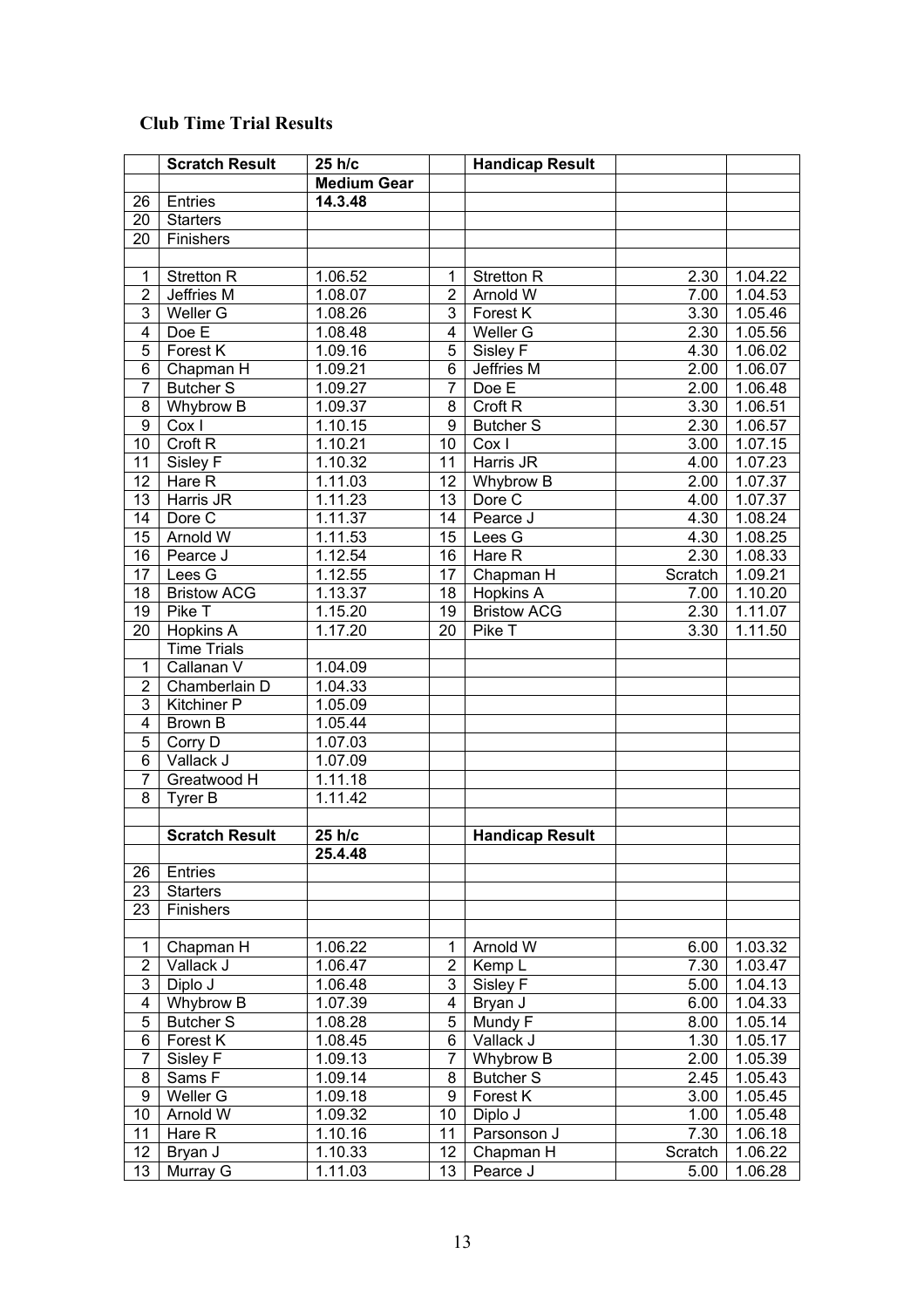## Club Time Trial Results

| | Scratch Result | 25 h/c | | Handicap Result | | |
|---|---|---|---|---|---|---|
| | | **Medium Gear** | | | | |
| 26 | Entries | **14.3.48** | | | | |
| 20 | Starters | | | | | |
| 20 | Finishers | | | | | |
| | | | | | | |
| 1 | Stretton R | 1.06.52 | 1 | Stretton R | 2.30 | 1.04.22 |
| 2 | Jeffries M | 1.08.07 | 2 | Arnold W | 7.00 | 1.04.53 |
| 3 | Weller G | 1.08.26 | 3 | Forest K | 3.30 | 1.05.46 |
| 4 | Doe E | 1.08.48 | 4 | Weller G | 2.30 | 1.05.56 |
| 5 | Forest K | 1.09.16 | 5 | Sisley F | 4.30 | 1.06.02 |
| 6 | Chapman H | 1.09.21 | 6 | Jeffries M | 2.00 | 1.06.07 |
| 7 | Butcher S | 1.09.27 | 7 | Doe E | 2.00 | 1.06.48 |
| 8 | Whybrow B | 1.09.37 | 8 | Croft R | 3.30 | 1.06.51 |
| 9 | Cox I | 1.10.15 | 9 | Butcher S | 2.30 | 1.06.57 |
| 10 | Croft R | 1.10.21 | 10 | Cox I | 3.00 | 1.07.15 |
| 11 | Sisley F | 1.10.32 | 11 | Harris JR | 4.00 | 1.07.23 |
| 12 | Hare R | 1.11.03 | 12 | Whybrow B | 2.00 | 1.07.37 |
| 13 | Harris JR | 1.11.23 | 13 | Dore C | 4.00 | 1.07.37 |
| 14 | Dore C | 1.11.37 | 14 | Pearce J | 4.30 | 1.08.24 |
| 15 | Arnold W | 1.11.53 | 15 | Lees G | 4.30 | 1.08.25 |
| 16 | Pearce J | 1.12.54 | 16 | Hare R | 2.30 | 1.08.33 |
| 17 | Lees G | 1.12.55 | 17 | Chapman H | Scratch | 1.09.21 |
| 18 | Bristow ACG | 1.13.37 | 18 | Hopkins A | 7.00 | 1.10.20 |
| 19 | Pike T | 1.15.20 | 19 | Bristow ACG | 2.30 | 1.11.07 |
| 20 | Hopkins A | 1.17.20 | 20 | Pike T | 3.30 | 1.11.50 |
| | Time Trials | | | | | |
| 1 | Callanan V | 1.04.09 | | | | |
| 2 | Chamberlain D | 1.04.33 | | | | |
| 3 | Kitchiner P | 1.05.09 | | | | |
| 4 | Brown B | 1.05.44 | | | | |
| 5 | Corry D | 1.07.03 | | | | |
| 6 | Vallack J | 1.07.09 | | | | |
| 7 | Greatwood H | 1.11.18 | | | | |
| 8 | Tyrer B | 1.11.42 | | | | |
| | | | | | | |
| | **Scratch Result** | **25 h/c** | | **Handicap Result** | | |
| | | **25.4.48** | | | | |
| 26 | Entries | | | | | |
| 23 | Starters | | | | | |
| 23 | Finishers | | | | | |
| | | | | | | |
| 1 | Chapman H | 1.06.22 | 1 | Arnold W | 6.00 | 1.03.32 |
| 2 | Vallack J | 1.06.47 | 2 | Kemp L | 7.30 | 1.03.47 |
| 3 | Diplo J | 1.06.48 | 3 | Sisley F | 5.00 | 1.04.13 |
| 4 | Whybrow B | 1.07.39 | 4 | Bryan J | 6.00 | 1.04.33 |
| 5 | Butcher S | 1.08.28 | 5 | Mundy F | 8.00 | 1.05.14 |
| 6 | Forest K | 1.08.45 | 6 | Vallack J | 1.30 | 1.05.17 |
| 7 | Sisley F | 1.09.13 | 7 | Whybrow B | 2.00 | 1.05.39 |
| 8 | Sams F | 1.09.14 | 8 | Butcher S | 2.45 | 1.05.43 |
| 9 | Weller G | 1.09.18 | 9 | Forest K | 3.00 | 1.05.45 |
| 10 | Arnold W | 1.09.32 | 10 | Diplo J | 1.00 | 1.05.48 |
| 11 | Hare R | 1.10.16 | 11 | Parsonson J | 7.30 | 1.06.18 |
| 12 | Bryan J | 1.10.33 | 12 | Chapman H | Scratch | 1.06.22 |
| 13 | Murray G | 1.11.03 | 13 | Pearce J | 5.00 | 1.06.28 |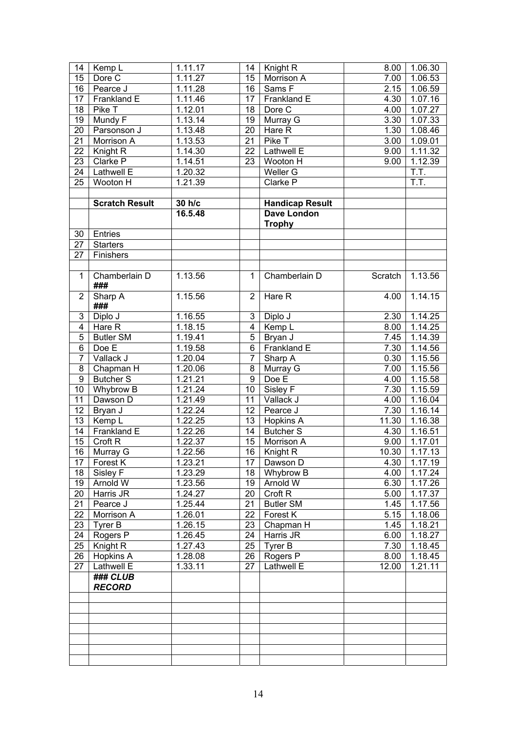| | | | | | | |
|---|---|---|---|---|---|---|
| 14 | Kemp L | 1.11.17 | 14 | Knight R | 8.00 | 1.06.30 |
| 15 | Dore C | 1.11.27 | 15 | Morrison A | 7.00 | 1.06.53 |
| 16 | Pearce J | 1.11.28 | 16 | Sams F | 2.15 | 1.06.59 |
| 17 | Frankland E | 1.11.46 | 17 | Frankland E | 4.30 | 1.07.16 |
| 18 | Pike T | 1.12.01 | 18 | Dore C | 4.00 | 1.07.27 |
| 19 | Mundy F | 1.13.14 | 19 | Murray G | 3.30 | 1.07.33 |
| 20 | Parsonson J | 1.13.48 | 20 | Hare R | 1.30 | 1.08.46 |
| 21 | Morrison A | 1.13.53 | 21 | Pike T | 3.00 | 1.09.01 |
| 22 | Knight R | 1.14.30 | 22 | Lathwell E | 9.00 | 1.11.32 |
| 23 | Clarke P | 1.14.51 | 23 | Wooton H | 9.00 | 1.12.39 |
| 24 | Lathwell E | 1.20.32 | | Weller G | | T.T. |
| 25 | Wooton H | 1.21.39 | | Clarke P | | T.T. |
| | | | | | | |
| | **Scratch Result** | **30 h/c** | | **Handicap Result** | | |
| | | **16.5.48** | | **Dave London Trophy** | | |
| 30 | Entries | | | | | |
| 27 | Starters | | | | | |
| 27 | Finishers | | | | | |
| | | | | | | |
| 1 | Chamberlain D ### | 1.13.56 | 1 | Chamberlain D | Scratch | 1.13.56 |
| 2 | Sharp A ### | 1.15.56 | 2 | Hare R | 4.00 | 1.14.15 |
| 3 | Diplo J | 1.16.55 | 3 | Diplo J | 2.30 | 1.14.25 |
| 4 | Hare R | 1.18.15 | 4 | Kemp L | 8.00 | 1.14.25 |
| 5 | Butler SM | 1.19.41 | 5 | Bryan J | 7.45 | 1.14.39 |
| 6 | Doe E | 1.19.58 | 6 | Frankland E | 7.30 | 1.14.56 |
| 7 | Vallack J | 1.20.04 | 7 | Sharp A | 0.30 | 1.15.56 |
| 8 | Chapman H | 1.20.06 | 8 | Murray G | 7.00 | 1.15.56 |
| 9 | Butcher S | 1.21.21 | 9 | Doe E | 4.00 | 1.15.58 |
| 10 | Whybrow B | 1.21.24 | 10 | Sisley F | 7.30 | 1.15.59 |
| 11 | Dawson D | 1.21.49 | 11 | Vallack J | 4.00 | 1.16.04 |
| 12 | Bryan J | 1.22.24 | 12 | Pearce J | 7.30 | 1.16.14 |
| 13 | Kemp L | 1.22.25 | 13 | Hopkins A | 11.30 | 1.16.38 |
| 14 | Frankland E | 1.22.26 | 14 | Butcher S | 4.30 | 1.16.51 |
| 15 | Croft R | 1.22.37 | 15 | Morrison A | 9.00 | 1.17.01 |
| 16 | Murray G | 1.22.56 | 16 | Knight R | 10.30 | 1.17.13 |
| 17 | Forest K | 1.23.21 | 17 | Dawson D | 4.30 | 1.17.19 |
| 18 | Sisley F | 1.23.29 | 18 | Whybrow B | 4.00 | 1.17.24 |
| 19 | Arnold W | 1.23.56 | 19 | Arnold W | 6.30 | 1.17.26 |
| 20 | Harris JR | 1.24.27 | 20 | Croft R | 5.00 | 1.17.37 |
| 21 | Pearce J | 1.25.44 | 21 | Butler SM | 1.45 | 1.17.56 |
| 22 | Morrison A | 1.26.01 | 22 | Forest K | 5.15 | 1.18.06 |
| 23 | Tyrer B | 1.26.15 | 23 | Chapman H | 1.45 | 1.18.21 |
| 24 | Rogers P | 1.26.45 | 24 | Harris JR | 6.00 | 1.18.27 |
| 25 | Knight R | 1.27.43 | 25 | Tyrer B | 7.30 | 1.18.45 |
| 26 | Hopkins A | 1.28.08 | 26 | Rogers P | 8.00 | 1.18.45 |
| 27 | Lathwell E | 1.33.11 | 27 | Lathwell E | 12.00 | 1.21.11 |
| | ***### CLUB RECORD*** | | | | | |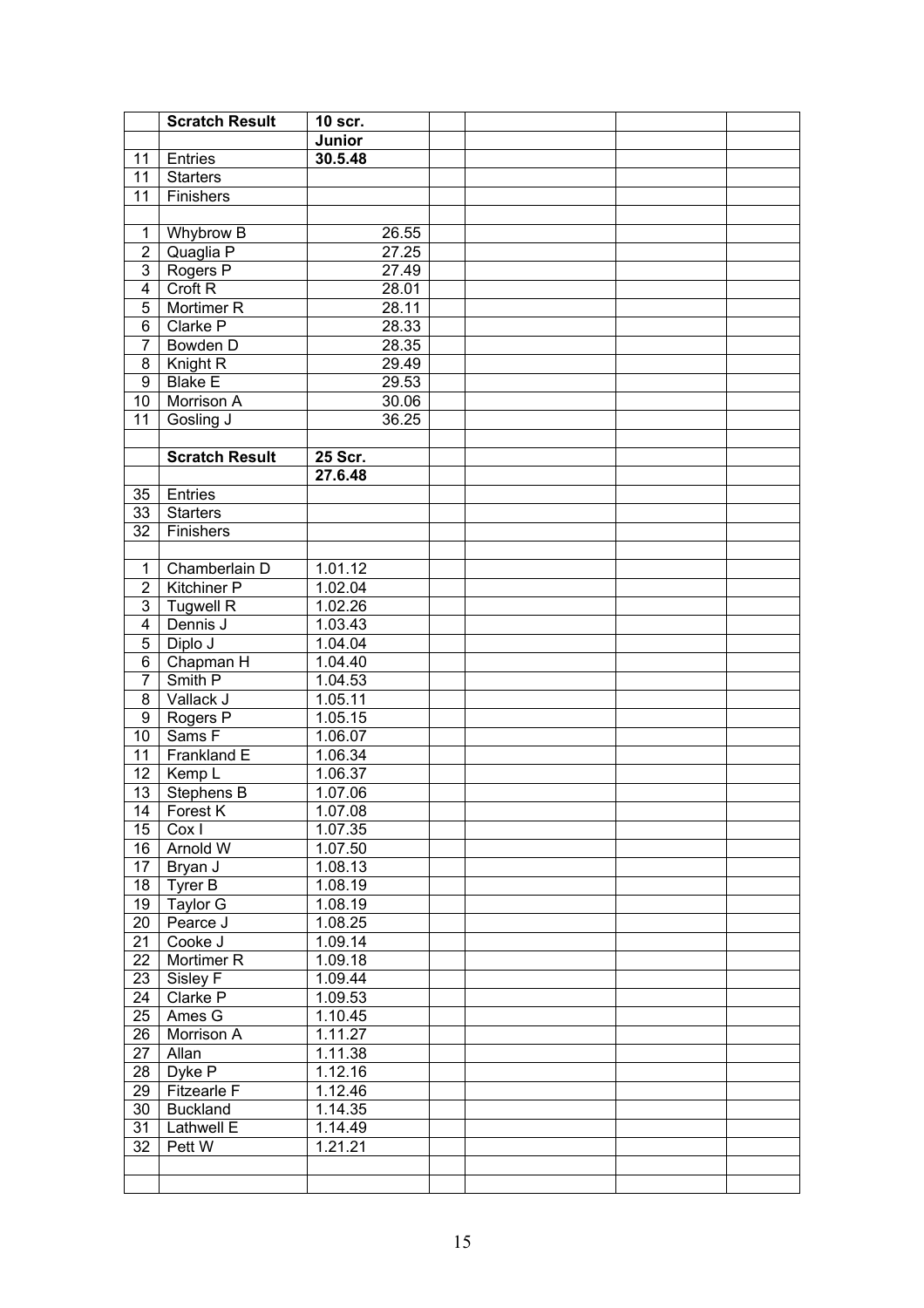|  | Scratch Result | 10 scr. |  |  |  |  |
|---|---|---|---|---|---|---|
|  |  | **Junior** |  |  |  |  |
| 11 | Entries | **30.5.48** |  |  |  |  |
| 11 | Starters |  |  |  |  |  |
| 11 | Finishers |  |  |  |  |  |
|  |  |  |  |  |  |  |
| 1 | Whybrow B | 26.55 |  |  |  |  |
| 2 | Quaglia P | 27.25 |  |  |  |  |
| 3 | Rogers P | 27.49 |  |  |  |  |
| 4 | Croft R | 28.01 |  |  |  |  |
| 5 | Mortimer R | 28.11 |  |  |  |  |
| 6 | Clarke P | 28.33 |  |  |  |  |
| 7 | Bowden D | 28.35 |  |  |  |  |
| 8 | Knight R | 29.49 |  |  |  |  |
| 9 | Blake E | 29.53 |  |  |  |  |
| 10 | Morrison A | 30.06 |  |  |  |  |
| 11 | Gosling J | 36.25 |  |  |  |  |
|  |  |  |  |  |  |  |
|  | **Scratch Result** | **25 Scr.** |  |  |  |  |
|  |  | **27.6.48** |  |  |  |  |
| 35 | Entries |  |  |  |  |  |
| 33 | Starters |  |  |  |  |  |
| 32 | Finishers |  |  |  |  |  |
|  |  |  |  |  |  |  |
| 1 | Chamberlain D | 1.01.12 |  |  |  |  |
| 2 | Kitchiner P | 1.02.04 |  |  |  |  |
| 3 | Tugwell R | 1.02.26 |  |  |  |  |
| 4 | Dennis J | 1.03.43 |  |  |  |  |
| 5 | Diplo J | 1.04.04 |  |  |  |  |
| 6 | Chapman H | 1.04.40 |  |  |  |  |
| 7 | Smith P | 1.04.53 |  |  |  |  |
| 8 | Vallack J | 1.05.11 |  |  |  |  |
| 9 | Rogers P | 1.05.15 |  |  |  |  |
| 10 | Sams F | 1.06.07 |  |  |  |  |
| 11 | Frankland E | 1.06.34 |  |  |  |  |
| 12 | Kemp L | 1.06.37 |  |  |  |  |
| 13 | Stephens B | 1.07.06 |  |  |  |  |
| 14 | Forest K | 1.07.08 |  |  |  |  |
| 15 | Cox I | 1.07.35 |  |  |  |  |
| 16 | Arnold W | 1.07.50 |  |  |  |  |
| 17 | Bryan J | 1.08.13 |  |  |  |  |
| 18 | Tyrer B | 1.08.19 |  |  |  |  |
| 19 | Taylor G | 1.08.19 |  |  |  |  |
| 20 | Pearce J | 1.08.25 |  |  |  |  |
| 21 | Cooke J | 1.09.14 |  |  |  |  |
| 22 | Mortimer R | 1.09.18 |  |  |  |  |
| 23 | Sisley F | 1.09.44 |  |  |  |  |
| 24 | Clarke P | 1.09.53 |  |  |  |  |
| 25 | Ames G | 1.10.45 |  |  |  |  |
| 26 | Morrison A | 1.11.27 |  |  |  |  |
| 27 | Allan | 1.11.38 |  |  |  |  |
| 28 | Dyke P | 1.12.16 |  |  |  |  |
| 29 | Fitzearle F | 1.12.46 |  |  |  |  |
| 30 | Buckland | 1.14.35 |  |  |  |  |
| 31 | Lathwell E | 1.14.49 |  |  |  |  |
| 32 | Pett W | 1.21.21 |  |  |  |  |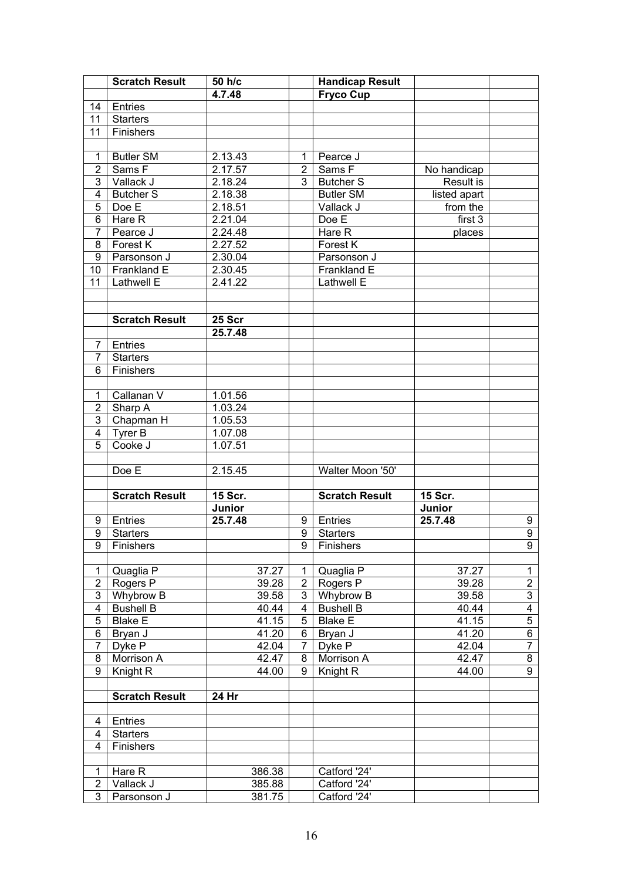|  | Scratch Result | 50 h/c |  | Handicap Result |  |  |
|---|---|---|---|---|---|---|
|  |  | 4.7.48 |  | Fryco Cup |  |  |
| 14 | Entries |  |  |  |  |  |
| 11 | Starters |  |  |  |  |  |
| 11 | Finishers |  |  |  |  |  |
|  |  |  |  |  |  |  |
| 1 | Butler SM | 2.13.43 | 1 | Pearce J |  |  |
| 2 | Sams F | 2.17.57 | 2 | Sams F | No handicap |  |
| 3 | Vallack J | 2.18.24 | 3 | Butcher S | Result is |  |
| 4 | Butcher S | 2.18.38 |  | Butler SM | listed apart |  |
| 5 | Doe E | 2.18.51 |  | Vallack J | from the |  |
| 6 | Hare R | 2.21.04 |  | Doe E | first 3 |  |
| 7 | Pearce J | 2.24.48 |  | Hare R | places |  |
| 8 | Forest K | 2.27.52 |  | Forest K |  |  |
| 9 | Parsonson J | 2.30.04 |  | Parsonson J |  |  |
| 10 | Frankland E | 2.30.45 |  | Frankland E |  |  |
| 11 | Lathwell E | 2.41.22 |  | Lathwell E |  |  |
|  |  |  |  |  |  |  |
|  |  |  |  |  |  |  |
|  | Scratch Result | 25 Scr |  |  |  |  |
|  |  | 25.7.48 |  |  |  |  |
| 7 | Entries |  |  |  |  |  |
| 7 | Starters |  |  |  |  |  |
| 6 | Finishers |  |  |  |  |  |
|  |  |  |  |  |  |  |
| 1 | Callanan V | 1.01.56 |  |  |  |  |
| 2 | Sharp A | 1.03.24 |  |  |  |  |
| 3 | Chapman H | 1.05.53 |  |  |  |  |
| 4 | Tyrer B | 1.07.08 |  |  |  |  |
| 5 | Cooke J | 1.07.51 |  |  |  |  |
|  |  |  |  |  |  |  |
|  | Doe E | 2.15.45 |  | Walter Moon '50' |  |  |
|  |  |  |  |  |  |  |
|  | Scratch Result | 15 Scr. |  | Scratch Result | 15 Scr. |  |
|  |  | Junior |  |  | Junior |  |
| 9 | Entries | 25.7.48 | 9 | Entries | 25.7.48 | 9 |
| 9 | Starters |  | 9 | Starters |  | 9 |
| 9 | Finishers |  | 9 | Finishers |  | 9 |
|  |  |  |  |  |  |  |
| 1 | Quaglia P | 37.27 | 1 | Quaglia P | 37.27 | 1 |
| 2 | Rogers P | 39.28 | 2 | Rogers P | 39.28 | 2 |
| 3 | Whybrow B | 39.58 | 3 | Whybrow B | 39.58 | 3 |
| 4 | Bushell B | 40.44 | 4 | Bushell B | 40.44 | 4 |
| 5 | Blake E | 41.15 | 5 | Blake E | 41.15 | 5 |
| 6 | Bryan J | 41.20 | 6 | Bryan J | 41.20 | 6 |
| 7 | Dyke P | 42.04 | 7 | Dyke P | 42.04 | 7 |
| 8 | Morrison A | 42.47 | 8 | Morrison A | 42.47 | 8 |
| 9 | Knight R | 44.00 | 9 | Knight R | 44.00 | 9 |
|  |  |  |  |  |  |  |
|  | Scratch Result | 24 Hr |  |  |  |  |
|  |  |  |  |  |  |  |
| 4 | Entries |  |  |  |  |  |
| 4 | Starters |  |  |  |  |  |
| 4 | Finishers |  |  |  |  |  |
|  |  |  |  |  |  |  |
| 1 | Hare R | 386.38 |  | Catford '24' |  |  |
| 2 | Vallack J | 385.88 |  | Catford '24' |  |  |
| 3 | Parsonson J | 381.75 |  | Catford '24' |  |  |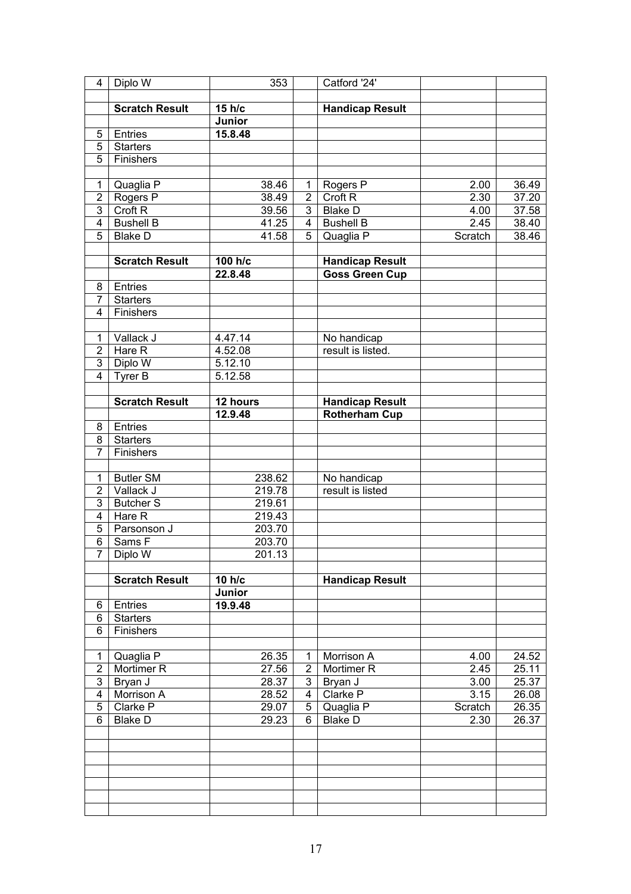| | | | | | | |
|---|---|---|---|---|---|---|
| 4 | Diplo W | 353 | | Catford '24' | | |
| | | | | | | |
| | **Scratch Result** | **15 h/c** | | **Handicap Result** | | |
| | | **Junior** | | | | |
| 5 | Entries | **15.8.48** | | | | |
| 5 | Starters | | | | | |
| 5 | Finishers | | | | | |
| | | | | | | |
| 1 | Quaglia P | 38.46 | 1 | Rogers P | 2.00 | 36.49 |
| 2 | Rogers P | 38.49 | 2 | Croft R | 2.30 | 37.20 |
| 3 | Croft R | 39.56 | 3 | Blake D | 4.00 | 37.58 |
| 4 | Bushell B | 41.25 | 4 | Bushell B | 2.45 | 38.40 |
| 5 | Blake D | 41.58 | 5 | Quaglia P | Scratch | 38.46 |
| | | | | | | |
| | **Scratch Result** | **100 h/c** | | **Handicap Result** | | |
| | | **22.8.48** | | **Goss Green Cup** | | |
| 8 | Entries | | | | | |
| 7 | Starters | | | | | |
| 4 | Finishers | | | | | |
| | | | | | | |
| 1 | Vallack J | 4.47.14 | | No handicap | | |
| 2 | Hare R | 4.52.08 | | result is listed. | | |
| 3 | Diplo W | 5.12.10 | | | | |
| 4 | Tyrer B | 5.12.58 | | | | |
| | | | | | | |
| | **Scratch Result** | **12 hours** | | **Handicap Result** | | |
| | | **12.9.48** | | **Rotherham Cup** | | |
| 8 | Entries | | | | | |
| 8 | Starters | | | | | |
| 7 | Finishers | | | | | |
| | | | | | | |
| 1 | Butler SM | 238.62 | | No handicap | | |
| 2 | Vallack J | 219.78 | | result is listed | | |
| 3 | Butcher S | 219.61 | | | | |
| 4 | Hare R | 219.43 | | | | |
| 5 | Parsonson J | 203.70 | | | | |
| 6 | Sams F | 203.70 | | | | |
| 7 | Diplo W | 201.13 | | | | |
| | | | | | | |
| | **Scratch Result** | **10 h/c** | | **Handicap Result** | | |
| | | **Junior** | | | | |
| 6 | Entries | **19.9.48** | | | | |
| 6 | Starters | | | | | |
| 6 | Finishers | | | | | |
| | | | | | | |
| 1 | Quaglia P | 26.35 | 1 | Morrison A | 4.00 | 24.52 |
| 2 | Mortimer R | 27.56 | 2 | Mortimer R | 2.45 | 25.11 |
| 3 | Bryan J | 28.37 | 3 | Bryan J | 3.00 | 25.37 |
| 4 | Morrison A | 28.52 | 4 | Clarke P | 3.15 | 26.08 |
| 5 | Clarke P | 29.07 | 5 | Quaglia P | Scratch | 26.35 |
| 6 | Blake D | 29.23 | 6 | Blake D | 2.30 | 26.37 |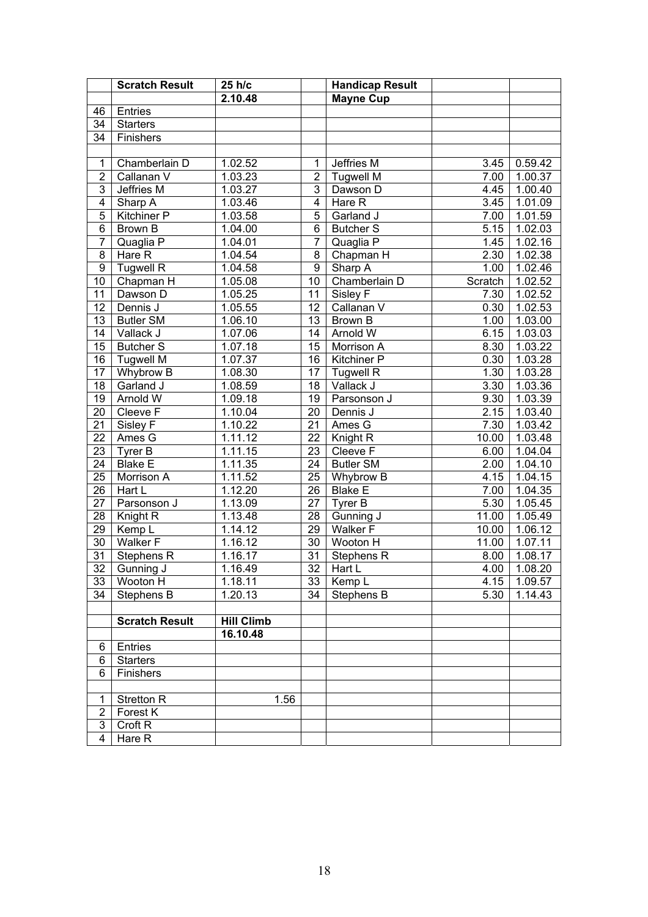| | | | | | | |
|---|---|---|---|---|---|---|
| | **Scratch Result** | **25 h/c** | | **Handicap Result** | | |
| | | **2.10.48** | | **Mayne Cup** | | |
| 46 | Entries | | | | | |
| 34 | Starters | | | | | |
| 34 | Finishers | | | | | |
| | | | | | | |
| 1 | Chamberlain D | 1.02.52 | 1 | Jeffries M | 3.45 | 0.59.42 |
| 2 | Callanan V | 1.03.23 | 2 | Tugwell M | 7.00 | 1.00.37 |
| 3 | Jeffries M | 1.03.27 | 3 | Dawson D | 4.45 | 1.00.40 |
| 4 | Sharp A | 1.03.46 | 4 | Hare R | 3.45 | 1.01.09 |
| 5 | Kitchiner P | 1.03.58 | 5 | Garland J | 7.00 | 1.01.59 |
| 6 | Brown B | 1.04.00 | 6 | Butcher S | 5.15 | 1.02.03 |
| 7 | Quaglia P | 1.04.01 | 7 | Quaglia P | 1.45 | 1.02.16 |
| 8 | Hare R | 1.04.54 | 8 | Chapman H | 2.30 | 1.02.38 |
| 9 | Tugwell R | 1.04.58 | 9 | Sharp A | 1.00 | 1.02.46 |
| 10 | Chapman H | 1.05.08 | 10 | Chamberlain D | Scratch | 1.02.52 |
| 11 | Dawson D | 1.05.25 | 11 | Sisley F | 7.30 | 1.02.52 |
| 12 | Dennis J | 1.05.55 | 12 | Callanan V | 0.30 | 1.02.53 |
| 13 | Butler SM | 1.06.10 | 13 | Brown B | 1.00 | 1.03.00 |
| 14 | Vallack J | 1.07.06 | 14 | Arnold W | 6.15 | 1.03.03 |
| 15 | Butcher S | 1.07.18 | 15 | Morrison A | 8.30 | 1.03.22 |
| 16 | Tugwell M | 1.07.37 | 16 | Kitchiner P | 0.30 | 1.03.28 |
| 17 | Whybrow B | 1.08.30 | 17 | Tugwell R | 1.30 | 1.03.28 |
| 18 | Garland J | 1.08.59 | 18 | Vallack J | 3.30 | 1.03.36 |
| 19 | Arnold W | 1.09.18 | 19 | Parsonson J | 9.30 | 1.03.39 |
| 20 | Cleeve F | 1.10.04 | 20 | Dennis J | 2.15 | 1.03.40 |
| 21 | Sisley F | 1.10.22 | 21 | Ames G | 7.30 | 1.03.42 |
| 22 | Ames G | 1.11.12 | 22 | Knight R | 10.00 | 1.03.48 |
| 23 | Tyrer B | 1.11.15 | 23 | Cleeve F | 6.00 | 1.04.04 |
| 24 | Blake E | 1.11.35 | 24 | Butler SM | 2.00 | 1.04.10 |
| 25 | Morrison A | 1.11.52 | 25 | Whybrow B | 4.15 | 1.04.15 |
| 26 | Hart L | 1.12.20 | 26 | Blake E | 7.00 | 1.04.35 |
| 27 | Parsonson J | 1.13.09 | 27 | Tyrer B | 5.30 | 1.05.45 |
| 28 | Knight R | 1.13.48 | 28 | Gunning J | 11.00 | 1.05.49 |
| 29 | Kemp L | 1.14.12 | 29 | Walker F | 10.00 | 1.06.12 |
| 30 | Walker F | 1.16.12 | 30 | Wooton H | 11.00 | 1.07.11 |
| 31 | Stephens R | 1.16.17 | 31 | Stephens R | 8.00 | 1.08.17 |
| 32 | Gunning J | 1.16.49 | 32 | Hart L | 4.00 | 1.08.20 |
| 33 | Wooton H | 1.18.11 | 33 | Kemp L | 4.15 | 1.09.57 |
| 34 | Stephens B | 1.20.13 | 34 | Stephens B | 5.30 | 1.14.43 |
| | | | | | | |
| | **Scratch Result** | **Hill Climb** | | | | |
| | | **16.10.48** | | | | |
| 6 | Entries | | | | | |
| 6 | Starters | | | | | |
| 6 | Finishers | | | | | |
| | | | | | | |
| 1 | Stretton R | 1.56 | | | | |
| 2 | Forest K | | | | | |
| 3 | Croft R | | | | | |
| 4 | Hare R | | | | | |